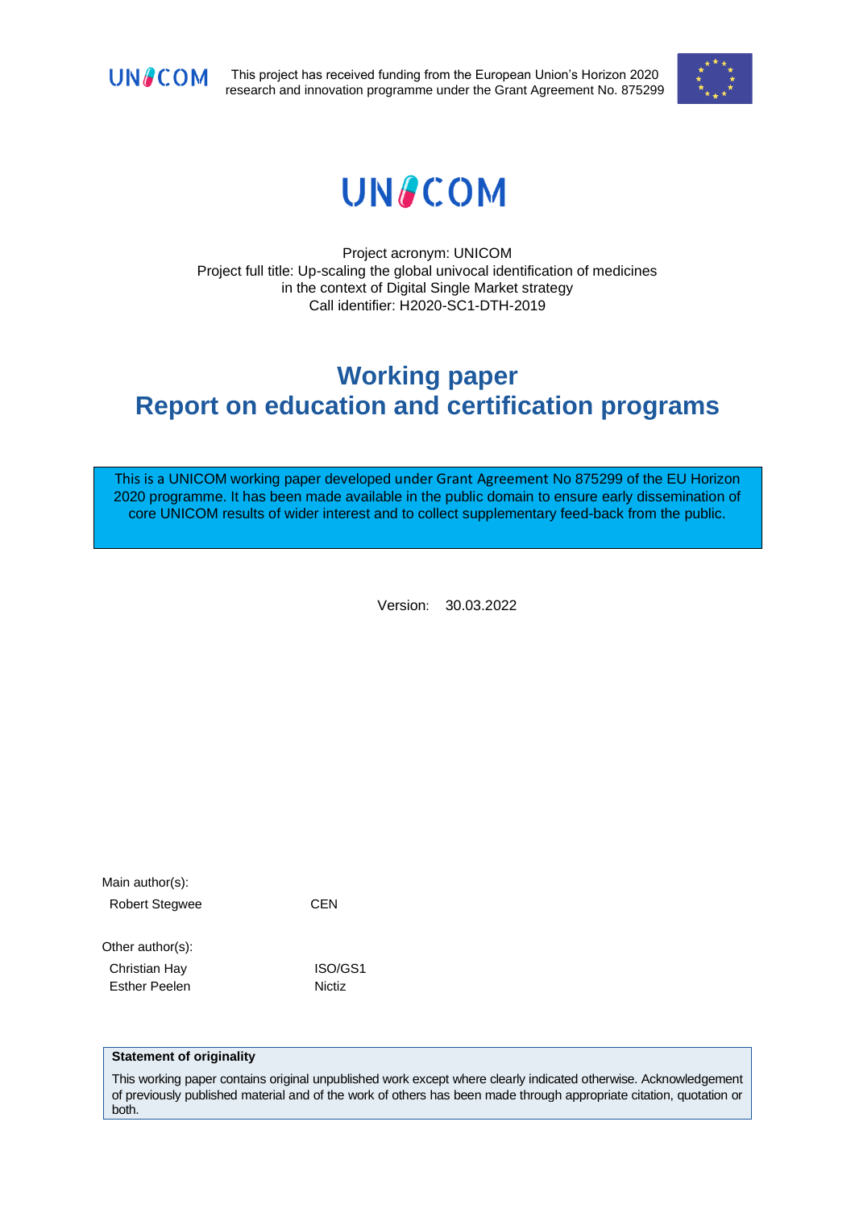UNICOM This project has received funding from the European Union's Horizon 2020 research and innovation programme under the Grant Agreement No. 875299

# UNICOM

Project acronym: UNICOM
Project full title: Up-scaling the global univocal identification of medicines in the context of Digital Single Market strategy
Call identifier: H2020-SC1-DTH-2019

# Working paper
# Report on education and certification programs

This is a UNICOM working paper developed under Grant Agreement No 875299 of the EU Horizon 2020 programme. It has been made available in the public domain to ensure early dissemination of core UNICOM results of wider interest and to collect supplementary feed-back from the public.

Version: 30.03.2022

Main author(s):

| | |
|---|---|
| Robert Stegwee | CEN |

Other author(s):

| | |
|---|---|
| Christian Hay | ISO/GS1 |
| Esther Peelen | Nictiz |

**Statement of originality**

This working paper contains original unpublished work except where clearly indicated otherwise. Acknowledgement of previously published material and of the work of others has been made through appropriate citation, quotation or both.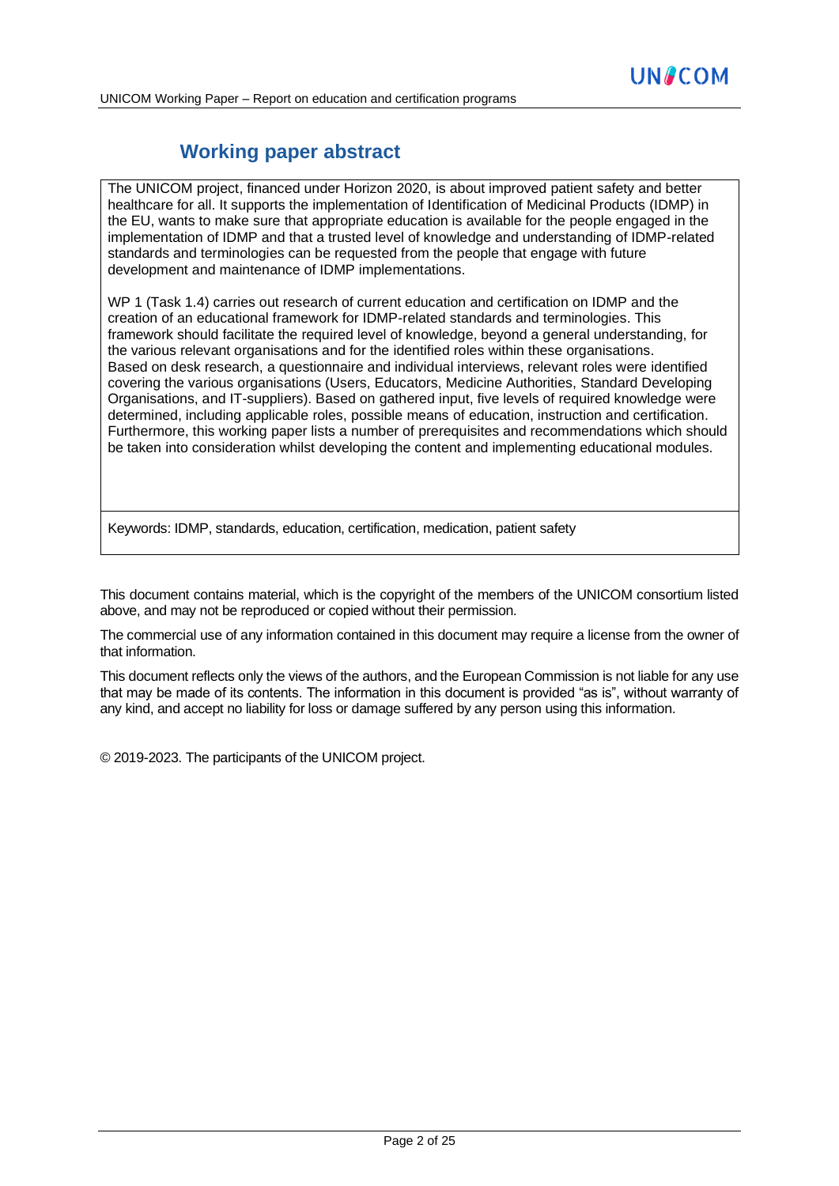## Working paper abstract

The UNICOM project, financed under Horizon 2020, is about improved patient safety and better healthcare for all. It supports the implementation of Identification of Medicinal Products (IDMP) in the EU, wants to make sure that appropriate education is available for the people engaged in the implementation of IDMP and that a trusted level of knowledge and understanding of IDMP-related standards and terminologies can be requested from the people that engage with future development and maintenance of IDMP implementations.

WP 1 (Task 1.4) carries out research of current education and certification on IDMP and the creation of an educational framework for IDMP-related standards and terminologies. This framework should facilitate the required level of knowledge, beyond a general understanding, for the various relevant organisations and for the identified roles within these organisations. Based on desk research, a questionnaire and individual interviews, relevant roles were identified covering the various organisations (Users, Educators, Medicine Authorities, Standard Developing Organisations, and IT-suppliers). Based on gathered input, five levels of required knowledge were determined, including applicable roles, possible means of education, instruction and certification. Furthermore, this working paper lists a number of prerequisites and recommendations which should be taken into consideration whilst developing the content and implementing educational modules.

Keywords: IDMP, standards, education, certification, medication, patient safety

This document contains material, which is the copyright of the members of the UNICOM consortium listed above, and may not be reproduced or copied without their permission.

The commercial use of any information contained in this document may require a license from the owner of that information.

This document reflects only the views of the authors, and the European Commission is not liable for any use that may be made of its contents. The information in this document is provided "as is", without warranty of any kind, and accept no liability for loss or damage suffered by any person using this information.

© 2019-2023. The participants of the UNICOM project.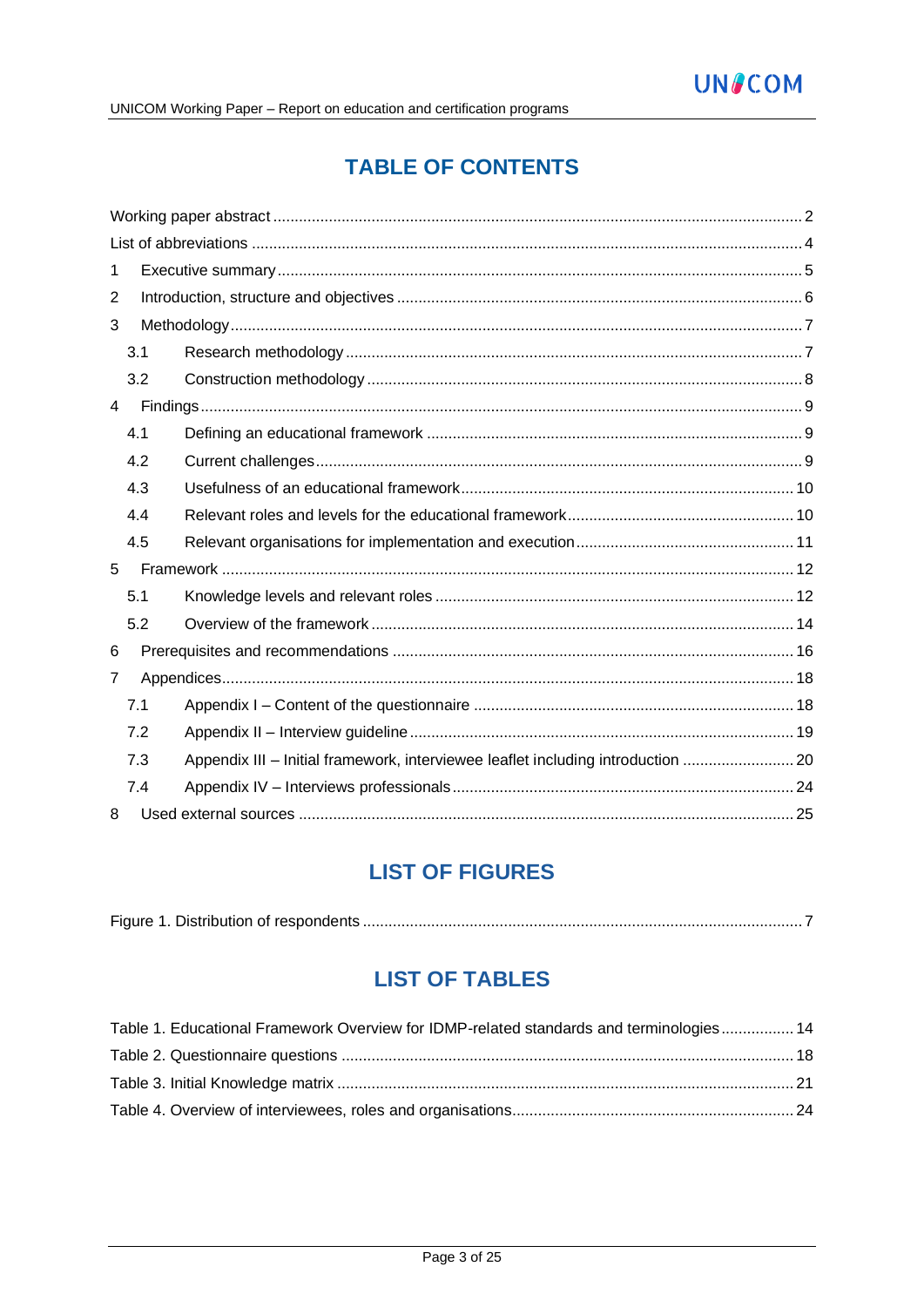# TABLE OF CONTENTS

Working paper abstract ... 2
List of abbreviations ... 4
1 Executive summary ... 5
2 Introduction, structure and objectives ... 6
3 Methodology ... 7
  3.1 Research methodology ... 7
  3.2 Construction methodology ... 8
4 Findings ... 9
  4.1 Defining an educational framework ... 9
  4.2 Current challenges ... 9
  4.3 Usefulness of an educational framework ... 10
  4.4 Relevant roles and levels for the educational framework ... 10
  4.5 Relevant organisations for implementation and execution ... 11
5 Framework ... 12
  5.1 Knowledge levels and relevant roles ... 12
  5.2 Overview of the framework ... 14
6 Prerequisites and recommendations ... 16
7 Appendices ... 18
  7.1 Appendix I – Content of the questionnaire ... 18
  7.2 Appendix II – Interview guideline ... 19
  7.3 Appendix III – Initial framework, interviewee leaflet including introduction ... 20
  7.4 Appendix IV – Interviews professionals ... 24
8 Used external sources ... 25

# LIST OF FIGURES

Figure 1. Distribution of respondents ... 7

# LIST OF TABLES

Table 1. Educational Framework Overview for IDMP-related standards and terminologies ... 14
Table 2. Questionnaire questions ... 18
Table 3. Initial Knowledge matrix ... 21
Table 4. Overview of interviewees, roles and organisations ... 24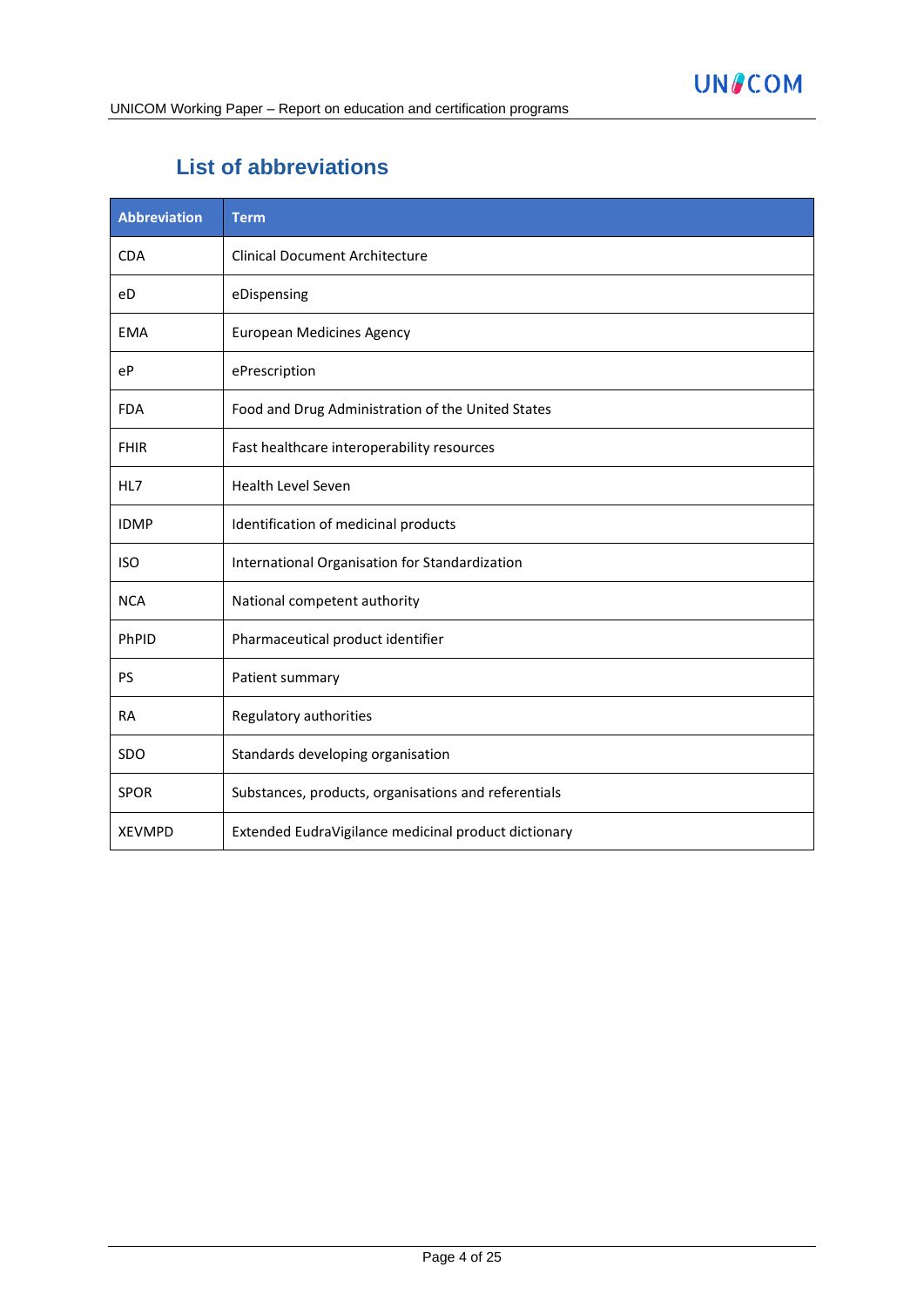# List of abbreviations

| Abbreviation | Term |
|---|---|
| CDA | Clinical Document Architecture |
| eD | eDispensing |
| EMA | European Medicines Agency |
| eP | ePrescription |
| FDA | Food and Drug Administration of the United States |
| FHIR | Fast healthcare interoperability resources |
| HL7 | Health Level Seven |
| IDMP | Identification of medicinal products |
| ISO | International Organisation for Standardization |
| NCA | National competent authority |
| PhPID | Pharmaceutical product identifier |
| PS | Patient summary |
| RA | Regulatory authorities |
| SDO | Standards developing organisation |
| SPOR | Substances, products, organisations and referentials |
| XEVMPD | Extended EudraVigilance medicinal product dictionary |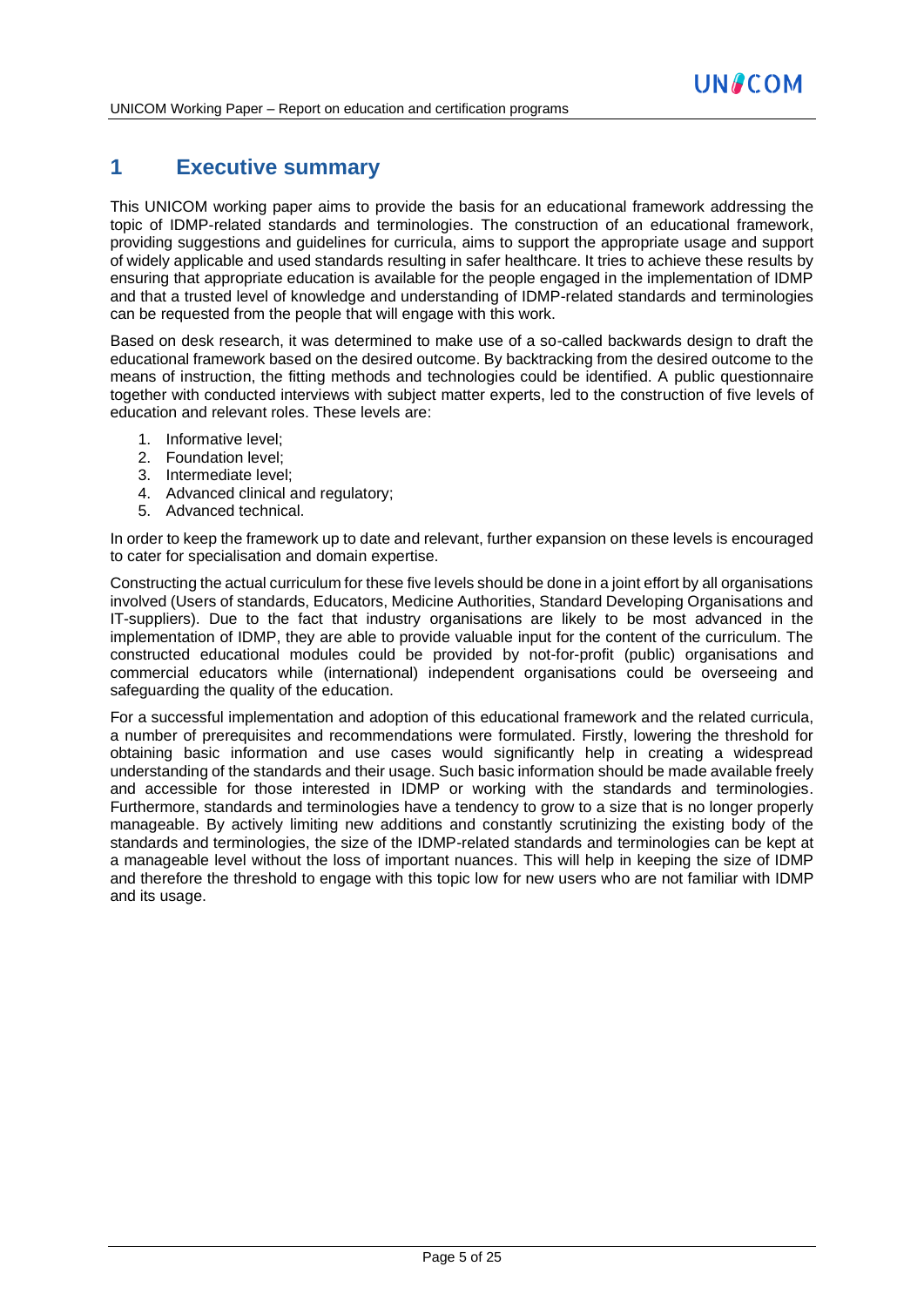# 1 Executive summary

This UNICOM working paper aims to provide the basis for an educational framework addressing the topic of IDMP-related standards and terminologies. The construction of an educational framework, providing suggestions and guidelines for curricula, aims to support the appropriate usage and support of widely applicable and used standards resulting in safer healthcare. It tries to achieve these results by ensuring that appropriate education is available for the people engaged in the implementation of IDMP and that a trusted level of knowledge and understanding of IDMP-related standards and terminologies can be requested from the people that will engage with this work.

Based on desk research, it was determined to make use of a so-called backwards design to draft the educational framework based on the desired outcome. By backtracking from the desired outcome to the means of instruction, the fitting methods and technologies could be identified. A public questionnaire together with conducted interviews with subject matter experts, led to the construction of five levels of education and relevant roles. These levels are:

1. Informative level;
2. Foundation level;
3. Intermediate level;
4. Advanced clinical and regulatory;
5. Advanced technical.

In order to keep the framework up to date and relevant, further expansion on these levels is encouraged to cater for specialisation and domain expertise.

Constructing the actual curriculum for these five levels should be done in a joint effort by all organisations involved (Users of standards, Educators, Medicine Authorities, Standard Developing Organisations and IT-suppliers). Due to the fact that industry organisations are likely to be most advanced in the implementation of IDMP, they are able to provide valuable input for the content of the curriculum. The constructed educational modules could be provided by not-for-profit (public) organisations and commercial educators while (international) independent organisations could be overseeing and safeguarding the quality of the education.

For a successful implementation and adoption of this educational framework and the related curricula, a number of prerequisites and recommendations were formulated. Firstly, lowering the threshold for obtaining basic information and use cases would significantly help in creating a widespread understanding of the standards and their usage. Such basic information should be made available freely and accessible for those interested in IDMP or working with the standards and terminologies. Furthermore, standards and terminologies have a tendency to grow to a size that is no longer properly manageable. By actively limiting new additions and constantly scrutinizing the existing body of the standards and terminologies, the size of the IDMP-related standards and terminologies can be kept at a manageable level without the loss of important nuances. This will help in keeping the size of IDMP and therefore the threshold to engage with this topic low for new users who are not familiar with IDMP and its usage.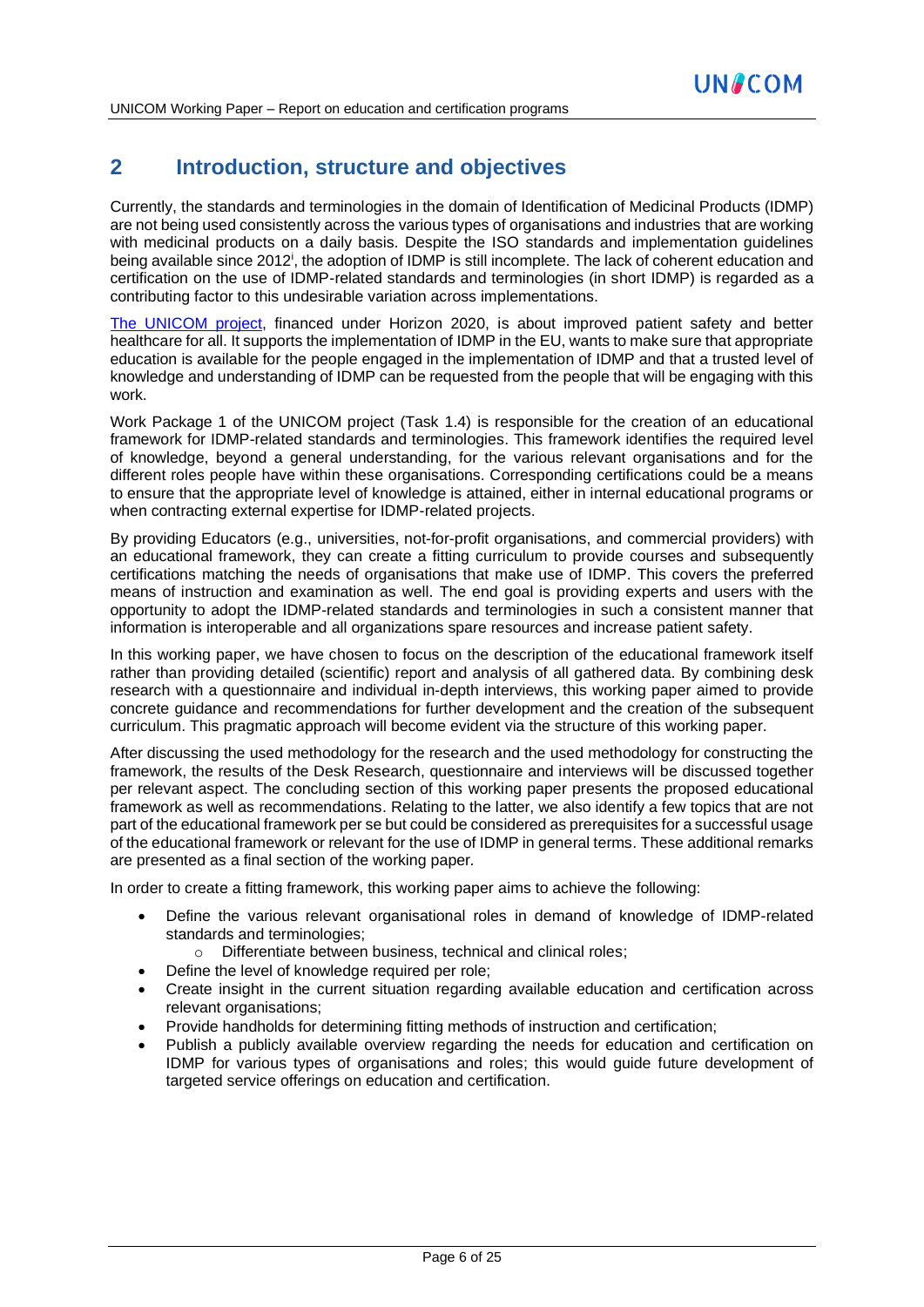## 2 Introduction, structure and objectives

Currently, the standards and terminologies in the domain of Identification of Medicinal Products (IDMP) are not being used consistently across the various types of organisations and industries that are working with medicinal products on a daily basis. Despite the ISO standards and implementation guidelines being available since 2012[i], the adoption of IDMP is still incomplete. The lack of coherent education and certification on the use of IDMP-related standards and terminologies (in short IDMP) is regarded as a contributing factor to this undesirable variation across implementations.

The UNICOM project, financed under Horizon 2020, is about improved patient safety and better healthcare for all. It supports the implementation of IDMP in the EU, wants to make sure that appropriate education is available for the people engaged in the implementation of IDMP and that a trusted level of knowledge and understanding of IDMP can be requested from the people that will be engaging with this work.

Work Package 1 of the UNICOM project (Task 1.4) is responsible for the creation of an educational framework for IDMP-related standards and terminologies. This framework identifies the required level of knowledge, beyond a general understanding, for the various relevant organisations and for the different roles people have within these organisations. Corresponding certifications could be a means to ensure that the appropriate level of knowledge is attained, either in internal educational programs or when contracting external expertise for IDMP-related projects.

By providing Educators (e.g., universities, not-for-profit organisations, and commercial providers) with an educational framework, they can create a fitting curriculum to provide courses and subsequently certifications matching the needs of organisations that make use of IDMP. This covers the preferred means of instruction and examination as well. The end goal is providing experts and users with the opportunity to adopt the IDMP-related standards and terminologies in such a consistent manner that information is interoperable and all organizations spare resources and increase patient safety.

In this working paper, we have chosen to focus on the description of the educational framework itself rather than providing detailed (scientific) report and analysis of all gathered data. By combining desk research with a questionnaire and individual in-depth interviews, this working paper aimed to provide concrete guidance and recommendations for further development and the creation of the subsequent curriculum. This pragmatic approach will become evident via the structure of this working paper.

After discussing the used methodology for the research and the used methodology for constructing the framework, the results of the Desk Research, questionnaire and interviews will be discussed together per relevant aspect. The concluding section of this working paper presents the proposed educational framework as well as recommendations. Relating to the latter, we also identify a few topics that are not part of the educational framework per se but could be considered as prerequisites for a successful usage of the educational framework or relevant for the use of IDMP in general terms. These additional remarks are presented as a final section of the working paper.

In order to create a fitting framework, this working paper aims to achieve the following:

- Define the various relevant organisational roles in demand of knowledge of IDMP-related standards and terminologies;
  - Differentiate between business, technical and clinical roles;
- Define the level of knowledge required per role;
- Create insight in the current situation regarding available education and certification across relevant organisations;
- Provide handholds for determining fitting methods of instruction and certification;
- Publish a publicly available overview regarding the needs for education and certification on IDMP for various types of organisations and roles; this would guide future development of targeted service offerings on education and certification.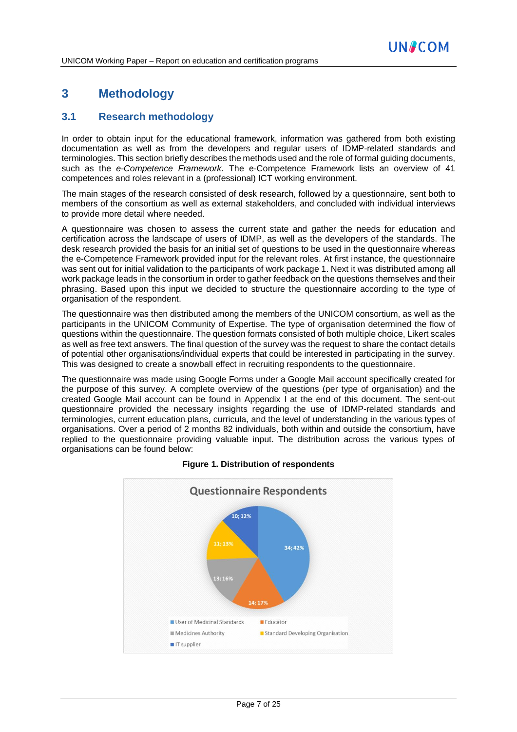# 3 Methodology

## 3.1 Research methodology

In order to obtain input for the educational framework, information was gathered from both existing documentation as well as from the developers and regular users of IDMP-related standards and terminologies. This section briefly describes the methods used and the role of formal guiding documents, such as the *e-Competence Framework*. The e-Competence Framework lists an overview of 41 competences and roles relevant in a (professional) ICT working environment.

The main stages of the research consisted of desk research, followed by a questionnaire, sent both to members of the consortium as well as external stakeholders, and concluded with individual interviews to provide more detail where needed.

A questionnaire was chosen to assess the current state and gather the needs for education and certification across the landscape of users of IDMP, as well as the developers of the standards. The desk research provided the basis for an initial set of questions to be used in the questionnaire whereas the e-Competence Framework provided input for the relevant roles. At first instance, the questionnaire was sent out for initial validation to the participants of work package 1. Next it was distributed among all work package leads in the consortium in order to gather feedback on the questions themselves and their phrasing. Based upon this input we decided to structure the questionnaire according to the type of organisation of the respondent.

The questionnaire was then distributed among the members of the UNICOM consortium, as well as the participants in the UNICOM Community of Expertise. The type of organisation determined the flow of questions within the questionnaire. The question formats consisted of both multiple choice, Likert scales as well as free text answers. The final question of the survey was the request to share the contact details of potential other organisations/individual experts that could be interested in participating in the survey. This was designed to create a snowball effect in recruiting respondents to the questionnaire.

The questionnaire was made using Google Forms under a Google Mail account specifically created for the purpose of this survey. A complete overview of the questions (per type of organisation) and the created Google Mail account can be found in Appendix I at the end of this document. The sent-out questionnaire provided the necessary insights regarding the use of IDMP-related standards and terminologies, current education plans, curricula, and the level of understanding in the various types of organisations. Over a period of 2 months 82 individuals, both within and outside the consortium, have replied to the questionnaire providing valuable input. The distribution across the various types of organisations can be found below:

**Figure 1. Distribution of respondents**

**Questionnaire Respondents**

| Type of organisation | Respondents | Share |
|---|---|---|
| User of Medicinal Standards | 34 | 42% |
| Educator | 14 | 17% |
| Medicines Authority | 13 | 16% |
| Standard Developing Organisation | 11 | 13% |
| IT supplier | 10 | 12% |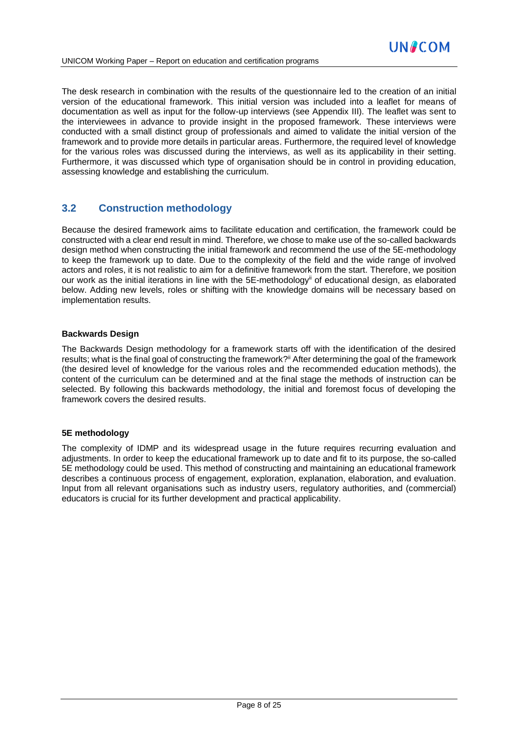The desk research in combination with the results of the questionnaire led to the creation of an initial version of the educational framework. This initial version was included into a leaflet for means of documentation as well as input for the follow-up interviews (see Appendix III). The leaflet was sent to the interviewees in advance to provide insight in the proposed framework. These interviews were conducted with a small distinct group of professionals and aimed to validate the initial version of the framework and to provide more details in particular areas. Furthermore, the required level of knowledge for the various roles was discussed during the interviews, as well as its applicability in their setting. Furthermore, it was discussed which type of organisation should be in control in providing education, assessing knowledge and establishing the curriculum.

## 3.2 Construction methodology

Because the desired framework aims to facilitate education and certification, the framework could be constructed with a clear end result in mind. Therefore, we chose to make use of the so-called backwards design method when constructing the initial framework and recommend the use of the 5E-methodology to keep the framework up to date. Due to the complexity of the field and the wide range of involved actors and roles, it is not realistic to aim for a definitive framework from the start. Therefore, we position our work as the initial iterations in line with the 5E-methodology[ii] of educational design, as elaborated below. Adding new levels, roles or shifting with the knowledge domains will be necessary based on implementation results.

**Backwards Design**

The Backwards Design methodology for a framework starts off with the identification of the desired results; what is the final goal of constructing the framework?[ii] After determining the goal of the framework (the desired level of knowledge for the various roles and the recommended education methods), the content of the curriculum can be determined and at the final stage the methods of instruction can be selected. By following this backwards methodology, the initial and foremost focus of developing the framework covers the desired results.

**5E methodology**

The complexity of IDMP and its widespread usage in the future requires recurring evaluation and adjustments. In order to keep the educational framework up to date and fit to its purpose, the so-called 5E methodology could be used. This method of constructing and maintaining an educational framework describes a continuous process of engagement, exploration, explanation, elaboration, and evaluation. Input from all relevant organisations such as industry users, regulatory authorities, and (commercial) educators is crucial for its further development and practical applicability.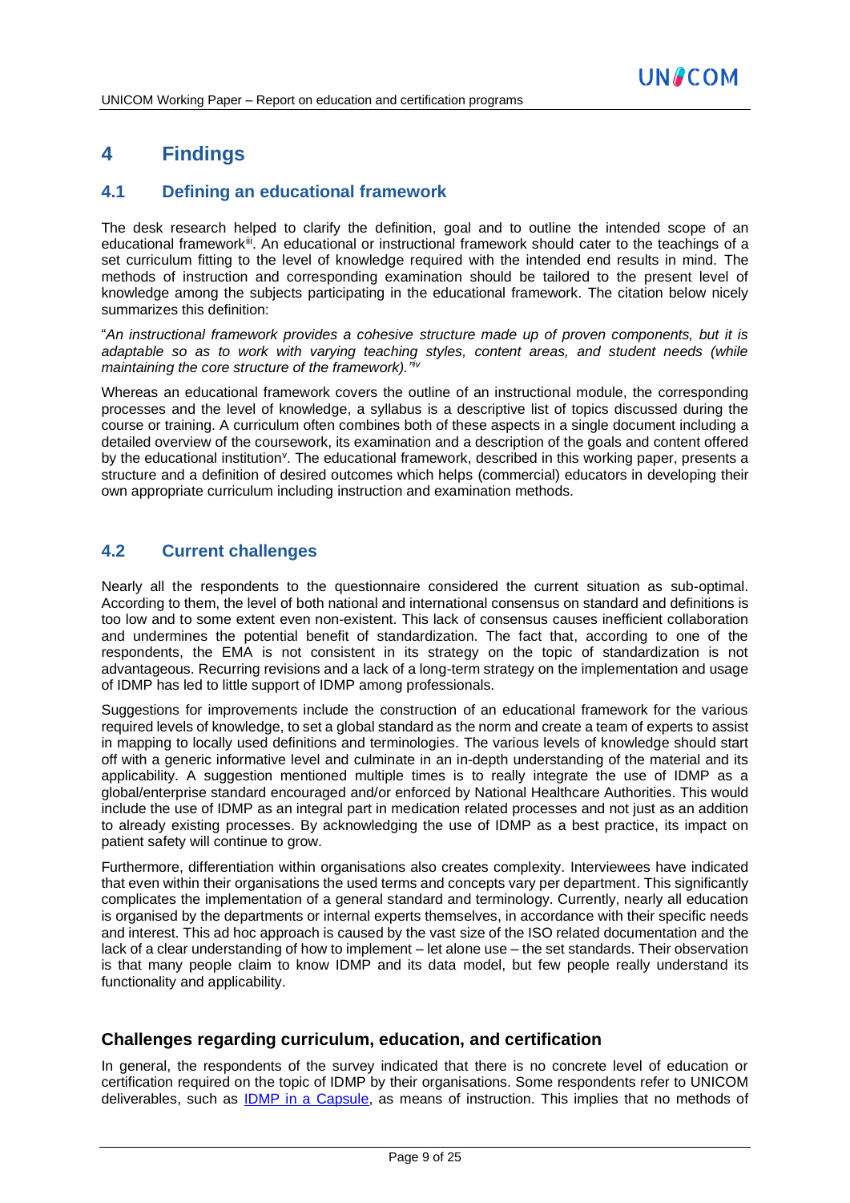# 4 Findings

## 4.1 Defining an educational framework

The desk research helped to clarify the definition, goal and to outline the intended scope of an educational framework[iii]. An educational or instructional framework should cater to the teachings of a set curriculum fitting to the level of knowledge required with the intended end results in mind. The methods of instruction and corresponding examination should be tailored to the present level of knowledge among the subjects participating in the educational framework. The citation below nicely summarizes this definition:

"*An instructional framework provides a cohesive structure made up of proven components, but it is adaptable so as to work with varying teaching styles, content areas, and student needs (while maintaining the core structure of the framework).*"[iv]

Whereas an educational framework covers the outline of an instructional module, the corresponding processes and the level of knowledge, a syllabus is a descriptive list of topics discussed during the course or training. A curriculum often combines both of these aspects in a single document including a detailed overview of the coursework, its examination and a description of the goals and content offered by the educational institution[v]. The educational framework, described in this working paper, presents a structure and a definition of desired outcomes which helps (commercial) educators in developing their own appropriate curriculum including instruction and examination methods.

## 4.2 Current challenges

Nearly all the respondents to the questionnaire considered the current situation as sub-optimal. According to them, the level of both national and international consensus on standard and definitions is too low and to some extent even non-existent. This lack of consensus causes inefficient collaboration and undermines the potential benefit of standardization. The fact that, according to one of the respondents, the EMA is not consistent in its strategy on the topic of standardization is not advantageous. Recurring revisions and a lack of a long-term strategy on the implementation and usage of IDMP has led to little support of IDMP among professionals.

Suggestions for improvements include the construction of an educational framework for the various required levels of knowledge, to set a global standard as the norm and create a team of experts to assist in mapping to locally used definitions and terminologies. The various levels of knowledge should start off with a generic informative level and culminate in an in-depth understanding of the material and its applicability. A suggestion mentioned multiple times is to really integrate the use of IDMP as a global/enterprise standard encouraged and/or enforced by National Healthcare Authorities. This would include the use of IDMP as an integral part in medication related processes and not just as an addition to already existing processes. By acknowledging the use of IDMP as a best practice, its impact on patient safety will continue to grow.

Furthermore, differentiation within organisations also creates complexity. Interviewees have indicated that even within their organisations the used terms and concepts vary per department. This significantly complicates the implementation of a general standard and terminology. Currently, nearly all education is organised by the departments or internal experts themselves, in accordance with their specific needs and interest. This ad hoc approach is caused by the vast size of the ISO related documentation and the lack of a clear understanding of how to implement – let alone use – the set standards. Their observation is that many people claim to know IDMP and its data model, but few people really understand its functionality and applicability.

### Challenges regarding curriculum, education, and certification

In general, the respondents of the survey indicated that there is no concrete level of education or certification required on the topic of IDMP by their organisations. Some respondents refer to UNICOM deliverables, such as IDMP in a Capsule, as means of instruction. This implies that no methods of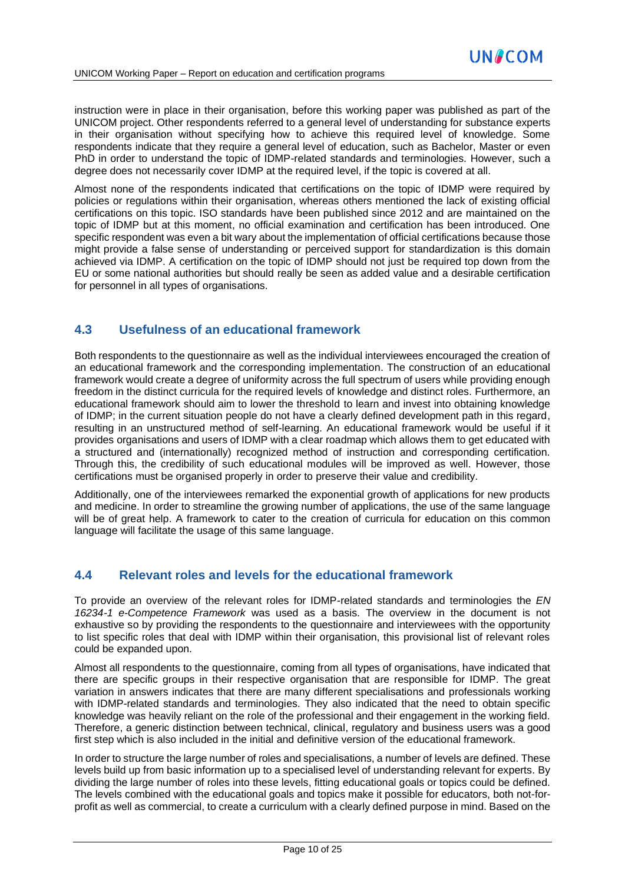instruction were in place in their organisation, before this working paper was published as part of the UNICOM project. Other respondents referred to a general level of understanding for substance experts in their organisation without specifying how to achieve this required level of knowledge. Some respondents indicate that they require a general level of education, such as Bachelor, Master or even PhD in order to understand the topic of IDMP-related standards and terminologies. However, such a degree does not necessarily cover IDMP at the required level, if the topic is covered at all.

Almost none of the respondents indicated that certifications on the topic of IDMP were required by policies or regulations within their organisation, whereas others mentioned the lack of existing official certifications on this topic. ISO standards have been published since 2012 and are maintained on the topic of IDMP but at this moment, no official examination and certification has been introduced. One specific respondent was even a bit wary about the implementation of official certifications because those might provide a false sense of understanding or perceived support for standardization is this domain achieved via IDMP. A certification on the topic of IDMP should not just be required top down from the EU or some national authorities but should really be seen as added value and a desirable certification for personnel in all types of organisations.

## 4.3 Usefulness of an educational framework

Both respondents to the questionnaire as well as the individual interviewees encouraged the creation of an educational framework and the corresponding implementation. The construction of an educational framework would create a degree of uniformity across the full spectrum of users while providing enough freedom in the distinct curricula for the required levels of knowledge and distinct roles. Furthermore, an educational framework should aim to lower the threshold to learn and invest into obtaining knowledge of IDMP; in the current situation people do not have a clearly defined development path in this regard, resulting in an unstructured method of self-learning. An educational framework would be useful if it provides organisations and users of IDMP with a clear roadmap which allows them to get educated with a structured and (internationally) recognized method of instruction and corresponding certification. Through this, the credibility of such educational modules will be improved as well. However, those certifications must be organised properly in order to preserve their value and credibility.

Additionally, one of the interviewees remarked the exponential growth of applications for new products and medicine. In order to streamline the growing number of applications, the use of the same language will be of great help. A framework to cater to the creation of curricula for education on this common language will facilitate the usage of this same language.

## 4.4 Relevant roles and levels for the educational framework

To provide an overview of the relevant roles for IDMP-related standards and terminologies the *EN 16234-1 e-Competence Framework* was used as a basis. The overview in the document is not exhaustive so by providing the respondents to the questionnaire and interviewees with the opportunity to list specific roles that deal with IDMP within their organisation, this provisional list of relevant roles could be expanded upon.

Almost all respondents to the questionnaire, coming from all types of organisations, have indicated that there are specific groups in their respective organisation that are responsible for IDMP. The great variation in answers indicates that there are many different specialisations and professionals working with IDMP-related standards and terminologies. They also indicated that the need to obtain specific knowledge was heavily reliant on the role of the professional and their engagement in the working field. Therefore, a generic distinction between technical, clinical, regulatory and business users was a good first step which is also included in the initial and definitive version of the educational framework.

In order to structure the large number of roles and specialisations, a number of levels are defined. These levels build up from basic information up to a specialised level of understanding relevant for experts. By dividing the large number of roles into these levels, fitting educational goals or topics could be defined. The levels combined with the educational goals and topics make it possible for educators, both not-for-profit as well as commercial, to create a curriculum with a clearly defined purpose in mind. Based on the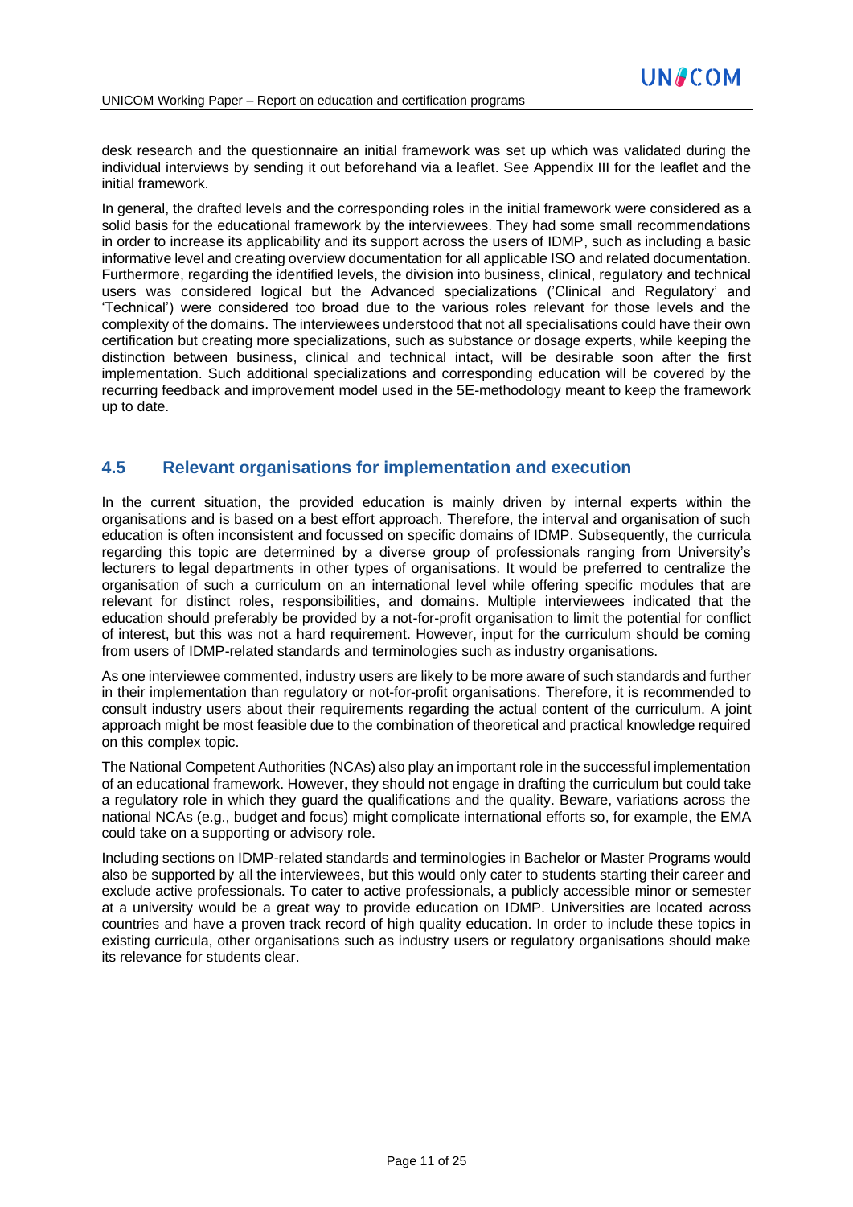desk research and the questionnaire an initial framework was set up which was validated during the individual interviews by sending it out beforehand via a leaflet. See Appendix III for the leaflet and the initial framework.

In general, the drafted levels and the corresponding roles in the initial framework were considered as a solid basis for the educational framework by the interviewees. They had some small recommendations in order to increase its applicability and its support across the users of IDMP, such as including a basic informative level and creating overview documentation for all applicable ISO and related documentation. Furthermore, regarding the identified levels, the division into business, clinical, regulatory and technical users was considered logical but the Advanced specializations ('Clinical and Regulatory' and 'Technical') were considered too broad due to the various roles relevant for those levels and the complexity of the domains. The interviewees understood that not all specialisations could have their own certification but creating more specializations, such as substance or dosage experts, while keeping the distinction between business, clinical and technical intact, will be desirable soon after the first implementation. Such additional specializations and corresponding education will be covered by the recurring feedback and improvement model used in the 5E-methodology meant to keep the framework up to date.

## 4.5 Relevant organisations for implementation and execution

In the current situation, the provided education is mainly driven by internal experts within the organisations and is based on a best effort approach. Therefore, the interval and organisation of such education is often inconsistent and focussed on specific domains of IDMP. Subsequently, the curricula regarding this topic are determined by a diverse group of professionals ranging from University's lecturers to legal departments in other types of organisations. It would be preferred to centralize the organisation of such a curriculum on an international level while offering specific modules that are relevant for distinct roles, responsibilities, and domains. Multiple interviewees indicated that the education should preferably be provided by a not-for-profit organisation to limit the potential for conflict of interest, but this was not a hard requirement. However, input for the curriculum should be coming from users of IDMP-related standards and terminologies such as industry organisations.

As one interviewee commented, industry users are likely to be more aware of such standards and further in their implementation than regulatory or not-for-profit organisations. Therefore, it is recommended to consult industry users about their requirements regarding the actual content of the curriculum. A joint approach might be most feasible due to the combination of theoretical and practical knowledge required on this complex topic.

The National Competent Authorities (NCAs) also play an important role in the successful implementation of an educational framework. However, they should not engage in drafting the curriculum but could take a regulatory role in which they guard the qualifications and the quality. Beware, variations across the national NCAs (e.g., budget and focus) might complicate international efforts so, for example, the EMA could take on a supporting or advisory role.

Including sections on IDMP-related standards and terminologies in Bachelor or Master Programs would also be supported by all the interviewees, but this would only cater to students starting their career and exclude active professionals. To cater to active professionals, a publicly accessible minor or semester at a university would be a great way to provide education on IDMP. Universities are located across countries and have a proven track record of high quality education. In order to include these topics in existing curricula, other organisations such as industry users or regulatory organisations should make its relevance for students clear.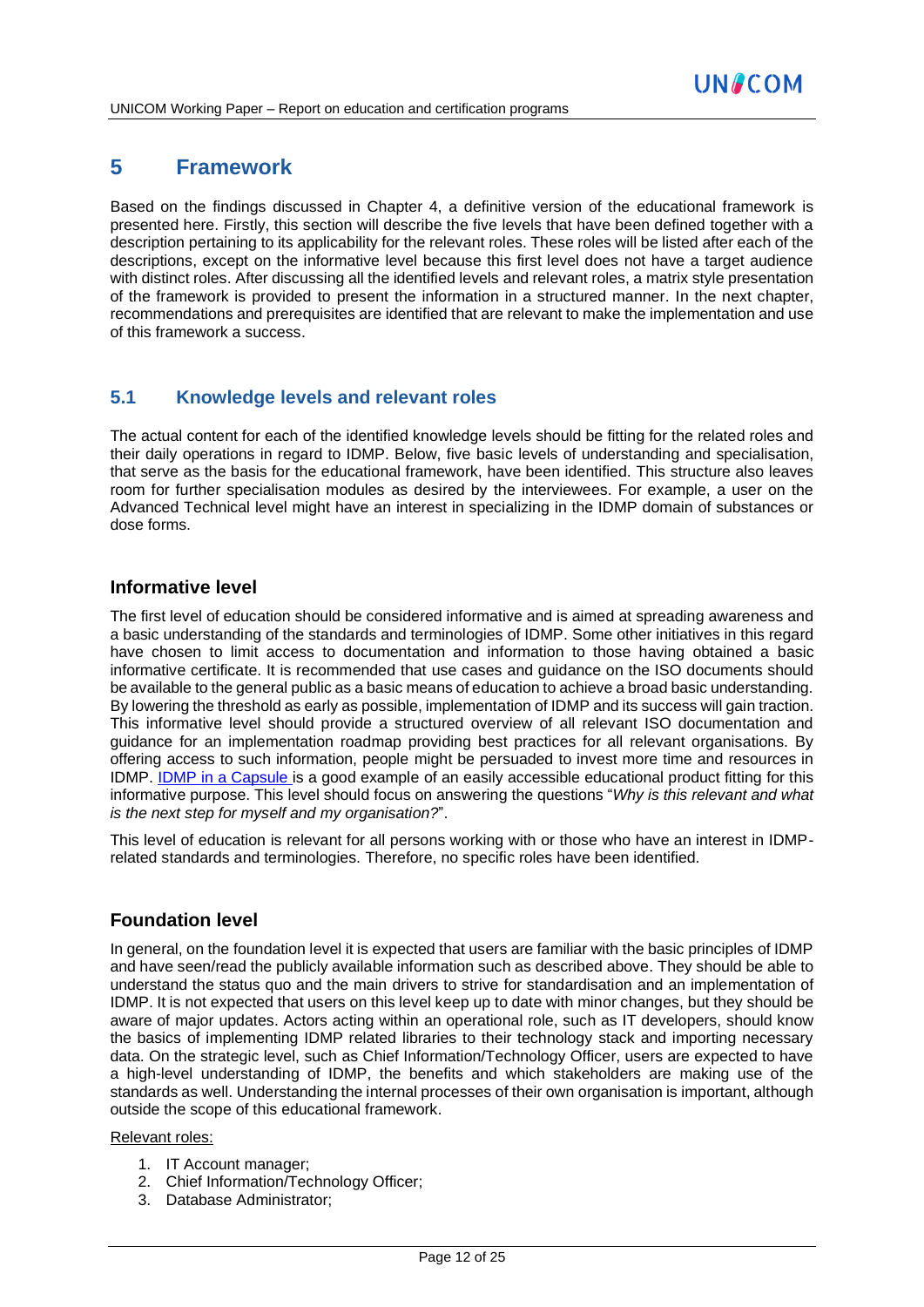# 5 Framework

Based on the findings discussed in Chapter 4, a definitive version of the educational framework is presented here. Firstly, this section will describe the five levels that have been defined together with a description pertaining to its applicability for the relevant roles. These roles will be listed after each of the descriptions, except on the informative level because this first level does not have a target audience with distinct roles. After discussing all the identified levels and relevant roles, a matrix style presentation of the framework is provided to present the information in a structured manner. In the next chapter, recommendations and prerequisites are identified that are relevant to make the implementation and use of this framework a success.

## 5.1 Knowledge levels and relevant roles

The actual content for each of the identified knowledge levels should be fitting for the related roles and their daily operations in regard to IDMP. Below, five basic levels of understanding and specialisation, that serve as the basis for the educational framework, have been identified. This structure also leaves room for further specialisation modules as desired by the interviewees. For example, a user on the Advanced Technical level might have an interest in specializing in the IDMP domain of substances or dose forms.

### Informative level

The first level of education should be considered informative and is aimed at spreading awareness and a basic understanding of the standards and terminologies of IDMP. Some other initiatives in this regard have chosen to limit access to documentation and information to those having obtained a basic informative certificate. It is recommended that use cases and guidance on the ISO documents should be available to the general public as a basic means of education to achieve a broad basic understanding. By lowering the threshold as early as possible, implementation of IDMP and its success will gain traction. This informative level should provide a structured overview of all relevant ISO documentation and guidance for an implementation roadmap providing best practices for all relevant organisations. By offering access to such information, people might be persuaded to invest more time and resources in IDMP. IDMP in a Capsule is a good example of an easily accessible educational product fitting for this informative purpose. This level should focus on answering the questions "*Why is this relevant and what is the next step for myself and my organisation?*".

This level of education is relevant for all persons working with or those who have an interest in IDMP-related standards and terminologies. Therefore, no specific roles have been identified.

### Foundation level

In general, on the foundation level it is expected that users are familiar with the basic principles of IDMP and have seen/read the publicly available information such as described above. They should be able to understand the status quo and the main drivers to strive for standardisation and an implementation of IDMP. It is not expected that users on this level keep up to date with minor changes, but they should be aware of major updates. Actors acting within an operational role, such as IT developers, should know the basics of implementing IDMP related libraries to their technology stack and importing necessary data. On the strategic level, such as Chief Information/Technology Officer, users are expected to have a high-level understanding of IDMP, the benefits and which stakeholders are making use of the standards as well. Understanding the internal processes of their own organisation is important, although outside the scope of this educational framework.

Relevant roles:

1. IT Account manager;
2. Chief Information/Technology Officer;
3. Database Administrator;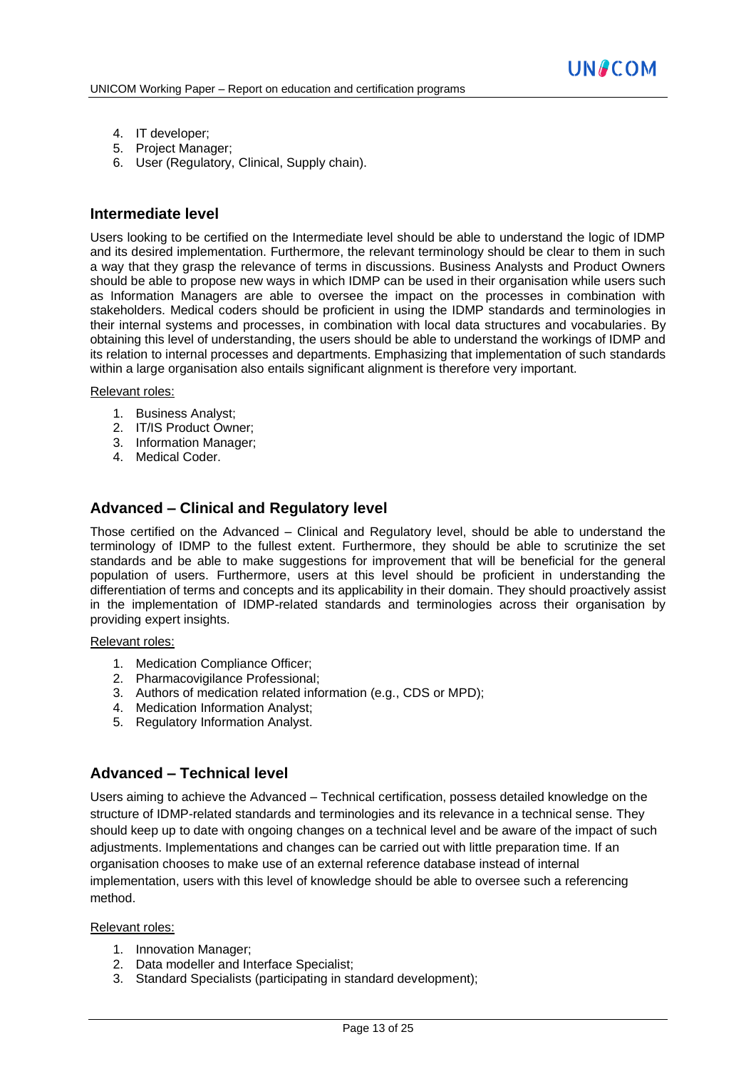4. IT developer;
5. Project Manager;
6. User (Regulatory, Clinical, Supply chain).

## Intermediate level

Users looking to be certified on the Intermediate level should be able to understand the logic of IDMP and its desired implementation. Furthermore, the relevant terminology should be clear to them in such a way that they grasp the relevance of terms in discussions. Business Analysts and Product Owners should be able to propose new ways in which IDMP can be used in their organisation while users such as Information Managers are able to oversee the impact on the processes in combination with stakeholders. Medical coders should be proficient in using the IDMP standards and terminologies in their internal systems and processes, in combination with local data structures and vocabularies. By obtaining this level of understanding, the users should be able to understand the workings of IDMP and its relation to internal processes and departments. Emphasizing that implementation of such standards within a large organisation also entails significant alignment is therefore very important.

Relevant roles:

1. Business Analyst;
2. IT/IS Product Owner;
3. Information Manager;
4. Medical Coder.

## Advanced – Clinical and Regulatory level

Those certified on the Advanced – Clinical and Regulatory level, should be able to understand the terminology of IDMP to the fullest extent. Furthermore, they should be able to scrutinize the set standards and be able to make suggestions for improvement that will be beneficial for the general population of users. Furthermore, users at this level should be proficient in understanding the differentiation of terms and concepts and its applicability in their domain. They should proactively assist in the implementation of IDMP-related standards and terminologies across their organisation by providing expert insights.

Relevant roles:

1. Medication Compliance Officer;
2. Pharmacovigilance Professional;
3. Authors of medication related information (e.g., CDS or MPD);
4. Medication Information Analyst;
5. Regulatory Information Analyst.

## Advanced – Technical level

Users aiming to achieve the Advanced – Technical certification, possess detailed knowledge on the structure of IDMP-related standards and terminologies and its relevance in a technical sense. They should keep up to date with ongoing changes on a technical level and be aware of the impact of such adjustments. Implementations and changes can be carried out with little preparation time. If an organisation chooses to make use of an external reference database instead of internal implementation, users with this level of knowledge should be able to oversee such a referencing method.

Relevant roles:

1. Innovation Manager;
2. Data modeller and Interface Specialist;
3. Standard Specialists (participating in standard development);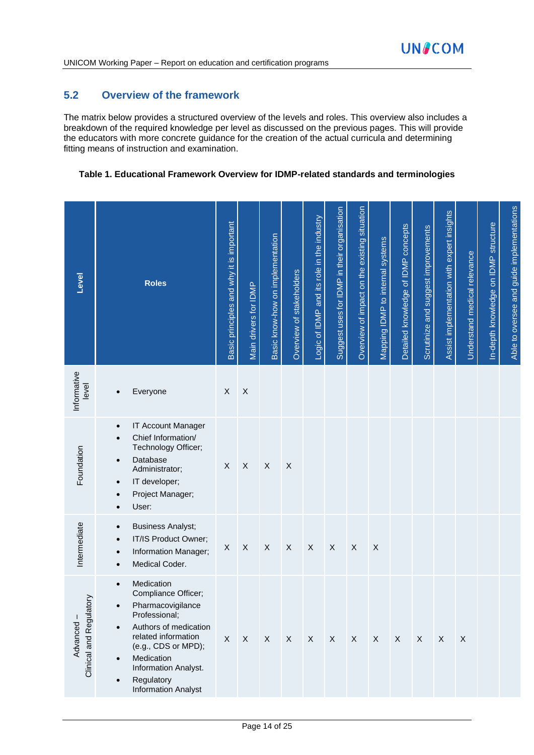## 5.2 Overview of the framework

The matrix below provides a structured overview of the levels and roles. This overview also includes a breakdown of the required knowledge per level as discussed on the previous pages. This will provide the educators with more concrete guidance for the creation of the actual curricula and determining fitting means of instruction and examination.

**Table 1. Educational Framework Overview for IDMP-related standards and terminologies**

| Level | Roles | Basic principles and why it is important | Main drivers for IDMP | Basic know-how on implementation | Overview of stakeholders | Logic of IDMP and its role in the industry | Suggest uses for IDMP in their organisation | Overview of impact on the existing situation | Mapping IDMP to internal systems | Detailed knowledge of IDMP concepts | Scrutinize and suggest improvements | Assist implementation with expert insights | Understand medical relevance | In-depth knowledge on IDMP structure | Able to oversee and guide implementations |
|---|---|---|---|---|---|---|---|---|---|---|---|---|---|---|---|
| Informative level | • Everyone | X | X | | | | | | | | | | | | |
| Foundation | • IT Account Manager<br>• Chief Information/ Technology Officer;<br>• Database Administrator;<br>• IT developer;<br>• Project Manager;<br>• User: | X | X | X | X | | | | | | | | | | |
| Intermediate | • Business Analyst;<br>• IT/IS Product Owner;<br>• Information Manager;<br>• Medical Coder. | X | X | X | X | X | X | X | X | | | | | | |
| Advanced – Clinical and Regulatory | • Medication Compliance Officer;<br>• Pharmacovigilance Professional;<br>• Authors of medication related information (e.g., CDS or MPD);<br>• Medication Information Analyst.<br>• Regulatory Information Analyst | X | X | X | X | X | X | X | X | X | X | X | X | | |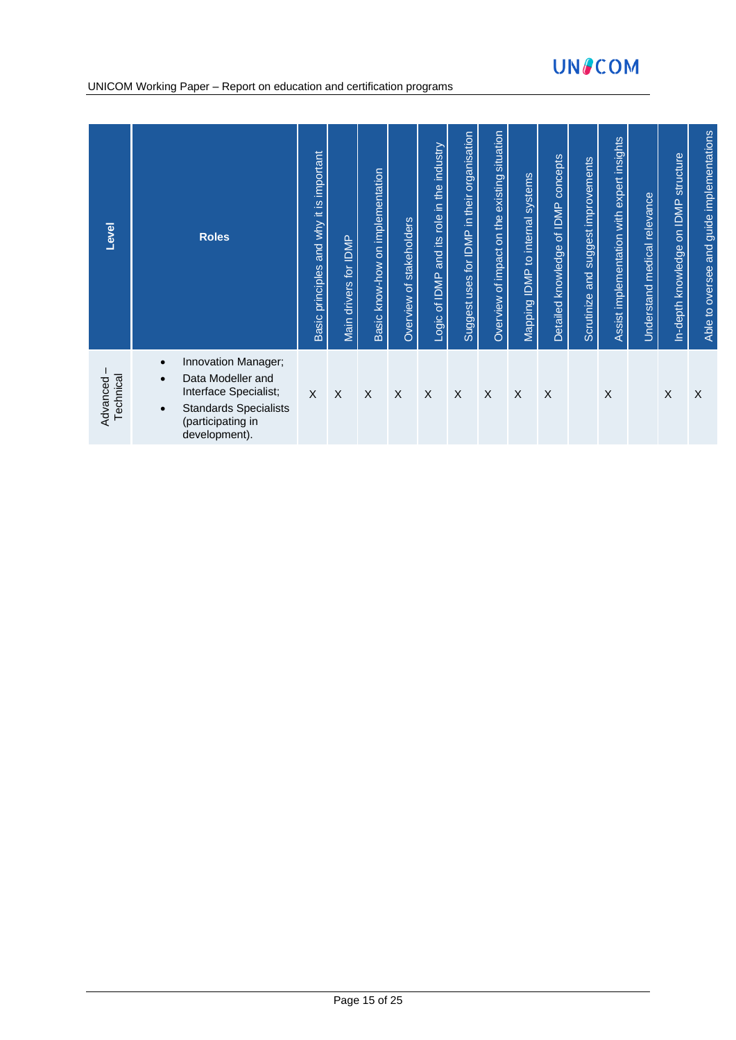| Level | Roles | Basic principles and why it is important | Main drivers for IDMP | Basic know-how on implementation | Overview of stakeholders | Logic of IDMP and its role in the industry | Suggest uses for IDMP in their organisation | Overview of impact on the existing situation | Mapping IDMP to internal systems | Detailed knowledge of IDMP concepts | Scrutinize and suggest improvements | Assist implementation with expert insights | Understand medical relevance | In-depth knowledge on IDMP structure | Able to oversee and guide implementations |
|---|---|---|---|---|---|---|---|---|---|---|---|---|---|---|---|
| Advanced – Technical | • Innovation Manager;<br>• Data Modeller and Interface Specialist;<br>• Standards Specialists (participating in development). | X | X | X | X | X | X | X | X | X | | X | | X | X |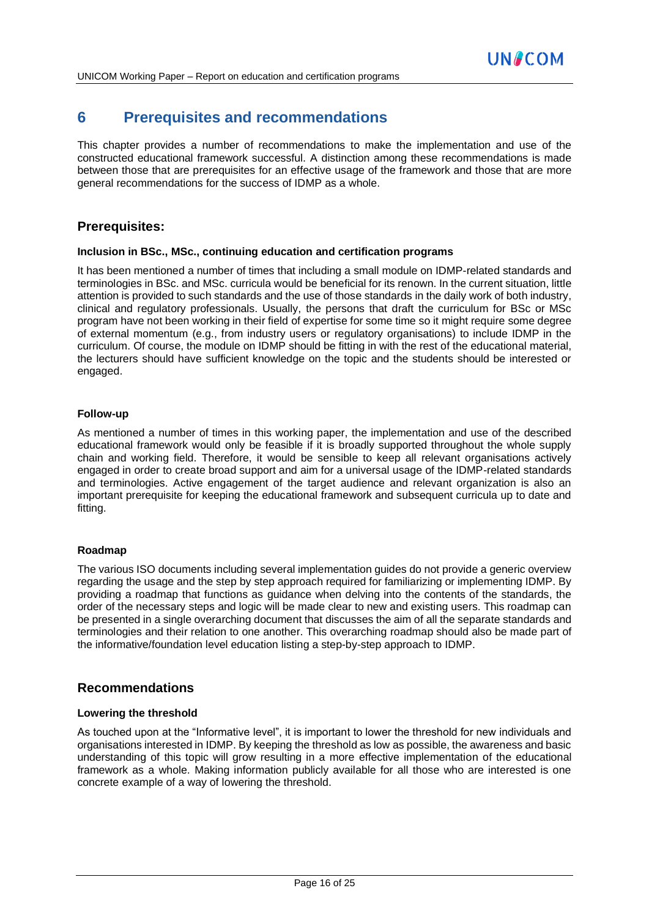# 6 Prerequisites and recommendations

This chapter provides a number of recommendations to make the implementation and use of the constructed educational framework successful. A distinction among these recommendations is made between those that are prerequisites for an effective usage of the framework and those that are more general recommendations for the success of IDMP as a whole.

## Prerequisites:

### Inclusion in BSc., MSc., continuing education and certification programs

It has been mentioned a number of times that including a small module on IDMP-related standards and terminologies in BSc. and MSc. curricula would be beneficial for its renown. In the current situation, little attention is provided to such standards and the use of those standards in the daily work of both industry, clinical and regulatory professionals. Usually, the persons that draft the curriculum for BSc or MSc program have not been working in their field of expertise for some time so it might require some degree of external momentum (e.g., from industry users or regulatory organisations) to include IDMP in the curriculum. Of course, the module on IDMP should be fitting in with the rest of the educational material, the lecturers should have sufficient knowledge on the topic and the students should be interested or engaged.

### Follow-up

As mentioned a number of times in this working paper, the implementation and use of the described educational framework would only be feasible if it is broadly supported throughout the whole supply chain and working field. Therefore, it would be sensible to keep all relevant organisations actively engaged in order to create broad support and aim for a universal usage of the IDMP-related standards and terminologies. Active engagement of the target audience and relevant organization is also an important prerequisite for keeping the educational framework and subsequent curricula up to date and fitting.

### Roadmap

The various ISO documents including several implementation guides do not provide a generic overview regarding the usage and the step by step approach required for familiarizing or implementing IDMP. By providing a roadmap that functions as guidance when delving into the contents of the standards, the order of the necessary steps and logic will be made clear to new and existing users. This roadmap can be presented in a single overarching document that discusses the aim of all the separate standards and terminologies and their relation to one another. This overarching roadmap should also be made part of the informative/foundation level education listing a step-by-step approach to IDMP.

## Recommendations

### Lowering the threshold

As touched upon at the "Informative level", it is important to lower the threshold for new individuals and organisations interested in IDMP. By keeping the threshold as low as possible, the awareness and basic understanding of this topic will grow resulting in a more effective implementation of the educational framework as a whole. Making information publicly available for all those who are interested is one concrete example of a way of lowering the threshold.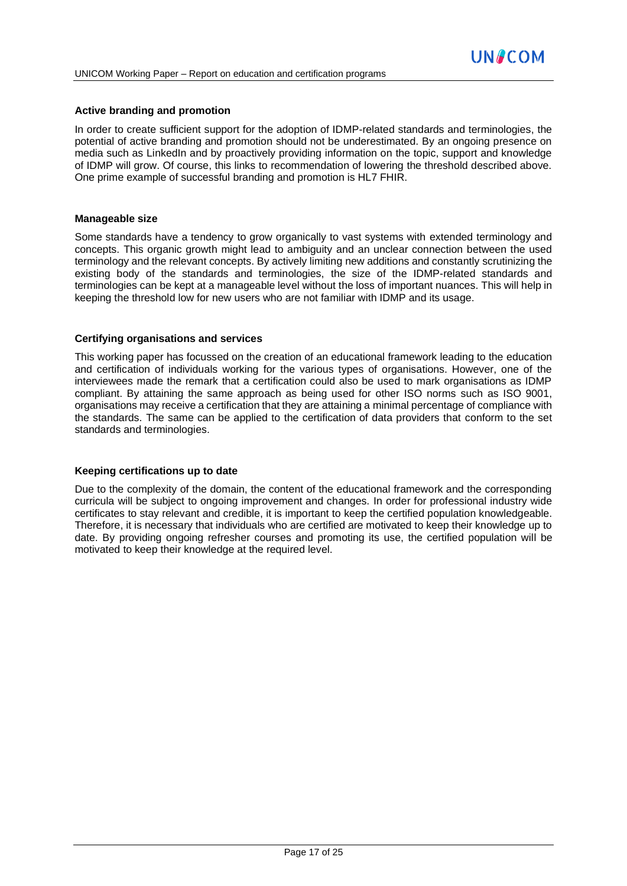**Active branding and promotion**

In order to create sufficient support for the adoption of IDMP-related standards and terminologies, the potential of active branding and promotion should not be underestimated. By an ongoing presence on media such as LinkedIn and by proactively providing information on the topic, support and knowledge of IDMP will grow. Of course, this links to recommendation of lowering the threshold described above. One prime example of successful branding and promotion is HL7 FHIR.

**Manageable size**

Some standards have a tendency to grow organically to vast systems with extended terminology and concepts. This organic growth might lead to ambiguity and an unclear connection between the used terminology and the relevant concepts. By actively limiting new additions and constantly scrutinizing the existing body of the standards and terminologies, the size of the IDMP-related standards and terminologies can be kept at a manageable level without the loss of important nuances. This will help in keeping the threshold low for new users who are not familiar with IDMP and its usage.

**Certifying organisations and services**

This working paper has focussed on the creation of an educational framework leading to the education and certification of individuals working for the various types of organisations. However, one of the interviewees made the remark that a certification could also be used to mark organisations as IDMP compliant. By attaining the same approach as being used for other ISO norms such as ISO 9001, organisations may receive a certification that they are attaining a minimal percentage of compliance with the standards. The same can be applied to the certification of data providers that conform to the set standards and terminologies.

**Keeping certifications up to date**

Due to the complexity of the domain, the content of the educational framework and the corresponding curricula will be subject to ongoing improvement and changes. In order for professional industry wide certificates to stay relevant and credible, it is important to keep the certified population knowledgeable. Therefore, it is necessary that individuals who are certified are motivated to keep their knowledge up to date. By providing ongoing refresher courses and promoting its use, the certified population will be motivated to keep their knowledge at the required level.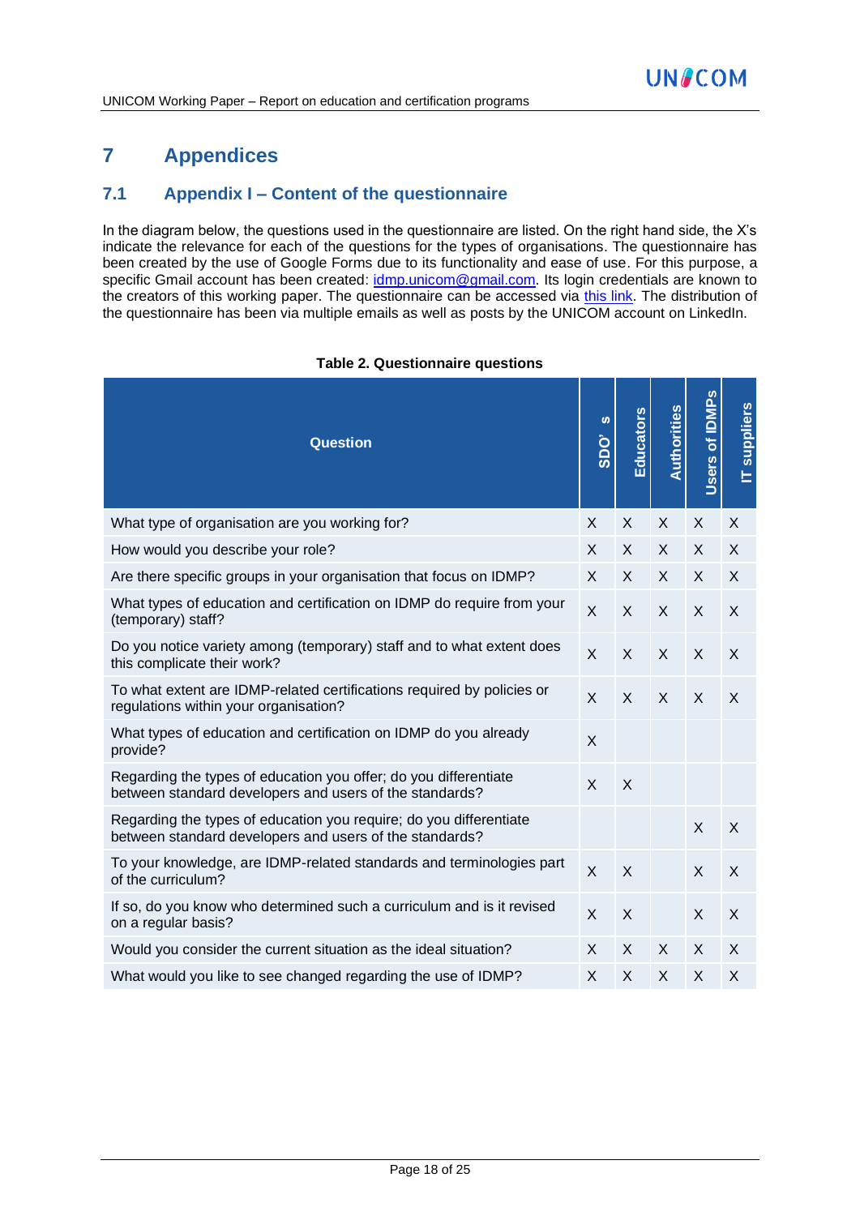# 7 Appendices

## 7.1 Appendix I – Content of the questionnaire

In the diagram below, the questions used in the questionnaire are listed. On the right hand side, the X's indicate the relevance for each of the questions for the types of organisations. The questionnaire has been created by the use of Google Forms due to its functionality and ease of use. For this purpose, a specific Gmail account has been created: idmp.unicom@gmail.com. Its login credentials are known to the creators of this working paper. The questionnaire can be accessed via this link. The distribution of the questionnaire has been via multiple emails as well as posts by the UNICOM account on LinkedIn.

**Table 2. Questionnaire questions**

| Question | SDO' s | Educators | Authorities | Users of IDMPs | IT suppliers |
|---|---|---|---|---|---|
| What type of organisation are you working for? | X | X | X | X | X |
| How would you describe your role? | X | X | X | X | X |
| Are there specific groups in your organisation that focus on IDMP? | X | X | X | X | X |
| What types of education and certification on IDMP do require from your (temporary) staff? | X | X | X | X | X |
| Do you notice variety among (temporary) staff and to what extent does this complicate their work? | X | X | X | X | X |
| To what extent are IDMP-related certifications required by policies or regulations within your organisation? | X | X | X | X | X |
| What types of education and certification on IDMP do you already provide? | X | | | | |
| Regarding the types of education you offer; do you differentiate between standard developers and users of the standards? | X | X | | | |
| Regarding the types of education you require; do you differentiate between standard developers and users of the standards? | | | | X | X |
| To your knowledge, are IDMP-related standards and terminologies part of the curriculum? | X | X | | X | X |
| If so, do you know who determined such a curriculum and is it revised on a regular basis? | X | X | | X | X |
| Would you consider the current situation as the ideal situation? | X | X | X | X | X |
| What would you like to see changed regarding the use of IDMP? | X | X | X | X | X |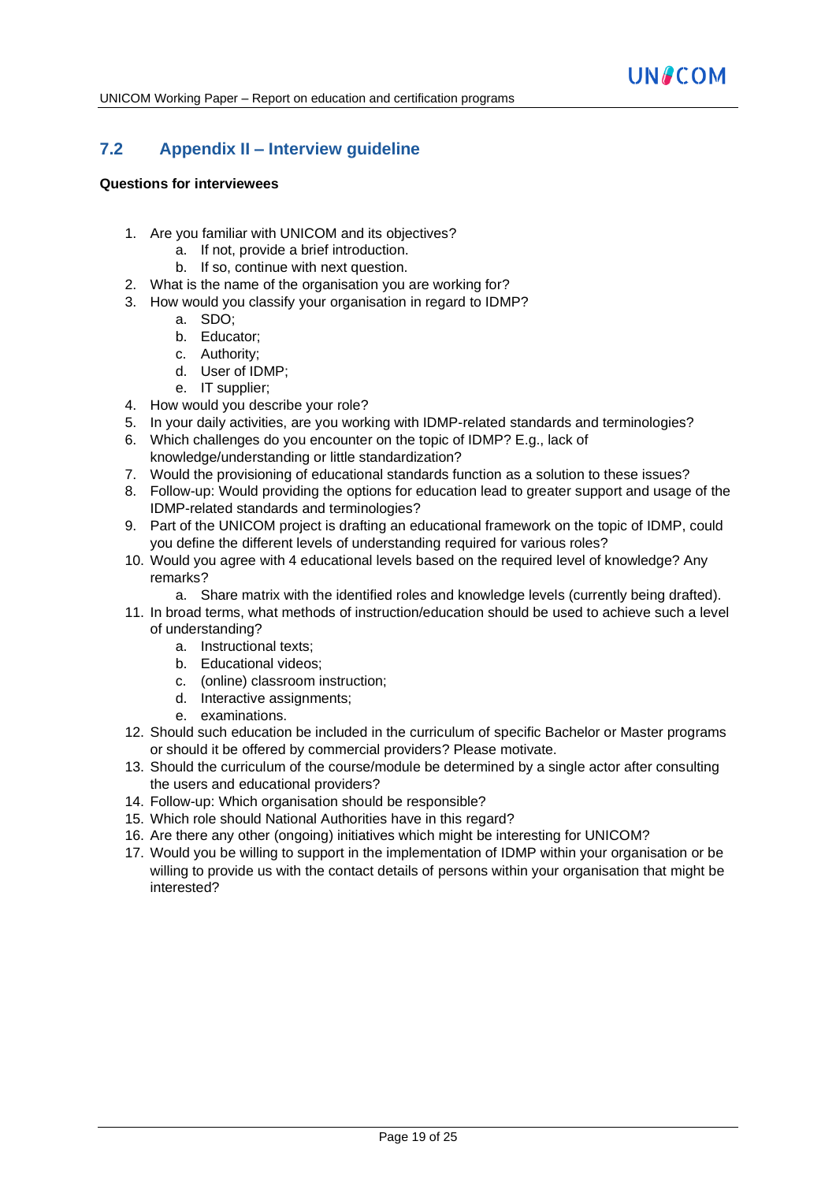## 7.2 Appendix II – Interview guideline

**Questions for interviewees**

1. Are you familiar with UNICOM and its objectives?
    a. If not, provide a brief introduction.
    b. If so, continue with next question.
2. What is the name of the organisation you are working for?
3. How would you classify your organisation in regard to IDMP?
    a. SDO;
    b. Educator;
    c. Authority;
    d. User of IDMP;
    e. IT supplier;
4. How would you describe your role?
5. In your daily activities, are you working with IDMP-related standards and terminologies?
6. Which challenges do you encounter on the topic of IDMP? E.g., lack of knowledge/understanding or little standardization?
7. Would the provisioning of educational standards function as a solution to these issues?
8. Follow-up: Would providing the options for education lead to greater support and usage of the IDMP-related standards and terminologies?
9. Part of the UNICOM project is drafting an educational framework on the topic of IDMP, could you define the different levels of understanding required for various roles?
10. Would you agree with 4 educational levels based on the required level of knowledge? Any remarks?
    a. Share matrix with the identified roles and knowledge levels (currently being drafted).
11. In broad terms, what methods of instruction/education should be used to achieve such a level of understanding?
    a. Instructional texts;
    b. Educational videos;
    c. (online) classroom instruction;
    d. Interactive assignments;
    e. examinations.
12. Should such education be included in the curriculum of specific Bachelor or Master programs or should it be offered by commercial providers? Please motivate.
13. Should the curriculum of the course/module be determined by a single actor after consulting the users and educational providers?
14. Follow-up: Which organisation should be responsible?
15. Which role should National Authorities have in this regard?
16. Are there any other (ongoing) initiatives which might be interesting for UNICOM?
17. Would you be willing to support in the implementation of IDMP within your organisation or be willing to provide us with the contact details of persons within your organisation that might be interested?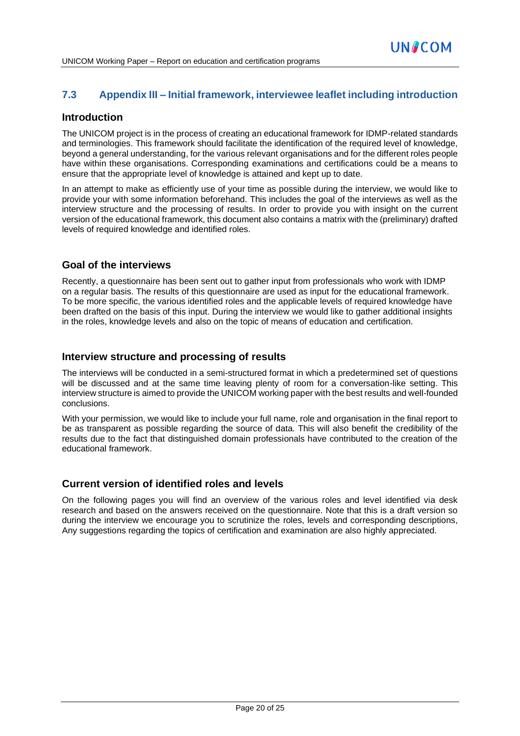## 7.3 Appendix III – Initial framework, interviewee leaflet including introduction

### Introduction

The UNICOM project is in the process of creating an educational framework for IDMP-related standards and terminologies. This framework should facilitate the identification of the required level of knowledge, beyond a general understanding, for the various relevant organisations and for the different roles people have within these organisations. Corresponding examinations and certifications could be a means to ensure that the appropriate level of knowledge is attained and kept up to date.

In an attempt to make as efficiently use of your time as possible during the interview, we would like to provide your with some information beforehand. This includes the goal of the interviews as well as the interview structure and the processing of results. In order to provide you with insight on the current version of the educational framework, this document also contains a matrix with the (preliminary) drafted levels of required knowledge and identified roles.

### Goal of the interviews

Recently, a questionnaire has been sent out to gather input from professionals who work with IDMP on a regular basis. The results of this questionnaire are used as input for the educational framework. To be more specific, the various identified roles and the applicable levels of required knowledge have been drafted on the basis of this input. During the interview we would like to gather additional insights in the roles, knowledge levels and also on the topic of means of education and certification.

### Interview structure and processing of results

The interviews will be conducted in a semi-structured format in which a predetermined set of questions will be discussed and at the same time leaving plenty of room for a conversation-like setting. This interview structure is aimed to provide the UNICOM working paper with the best results and well-founded conclusions.

With your permission, we would like to include your full name, role and organisation in the final report to be as transparent as possible regarding the source of data. This will also benefit the credibility of the results due to the fact that distinguished domain professionals have contributed to the creation of the educational framework.

### Current version of identified roles and levels

On the following pages you will find an overview of the various roles and level identified via desk research and based on the answers received on the questionnaire. Note that this is a draft version so during the interview we encourage you to scrutinize the roles, levels and corresponding descriptions, Any suggestions regarding the topics of certification and examination are also highly appreciated.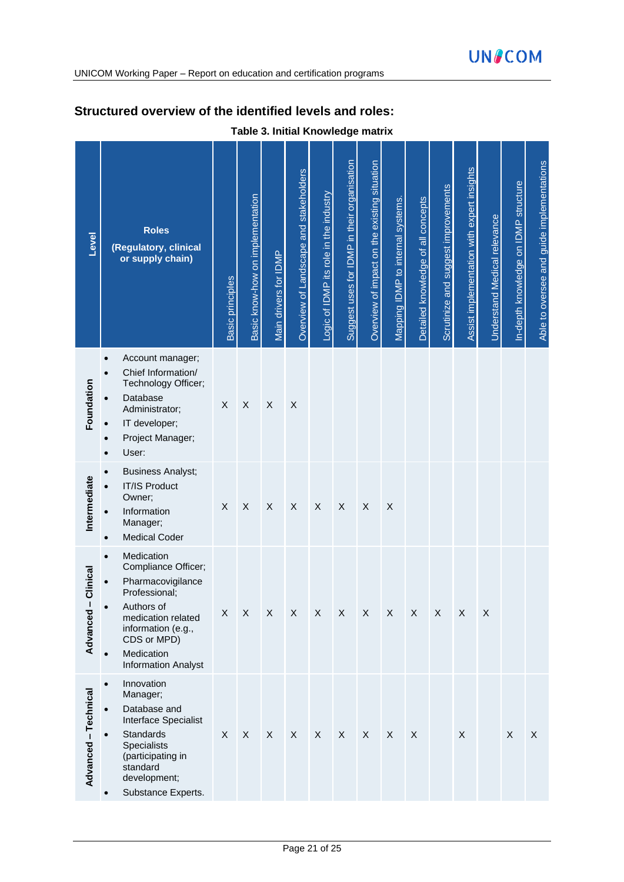## Structured overview of the identified levels and roles:

**Table 3. Initial Knowledge matrix**

| Level | Roles (Regulatory, clinical or supply chain) | Basic principles | Basic know-how on implementation | Main drivers for IDMP | Overview of Landscape and stakeholders | Logic of IDMP its role in the industry | Suggest uses for IDMP in their organisation | Overview of impact on the existing situation | Mapping IDMP to internal systems. | Detailed knowledge of all concepts | Scrutinize and suggest improvements | Assist implementation with expert insights | Understand Medical relevance | In-depth knowledge on IDMP structure | Able to oversee and guide implementations |
|---|---|---|---|---|---|---|---|---|---|---|---|---|---|---|---|
| Foundation | • Account manager;<br>• Chief Information/ Technology Officer;<br>• Database Administrator;<br>• IT developer;<br>• Project Manager;<br>• User: | X | X | X | X | | | | | | | | | | |
| Intermediate | • Business Analyst;<br>• IT/IS Product Owner;<br>• Information Manager;<br>• Medical Coder | X | X | X | X | X | X | X | X | | | | | | |
| Advanced – Clinical | • Medication Compliance Officer;<br>• Pharmacovigilance Professional;<br>• Authors of medication related information (e.g., CDS or MPD)<br>• Medication Information Analyst | X | X | X | X | X | X | X | X | X | X | X | X | | |
| Advanced – Technical | • Innovation Manager;<br>• Database and Interface Specialist<br>• Standards Specialists (participating in standard development);<br>• Substance Experts. | X | X | X | X | X | X | X | X | X | | X | | X | X |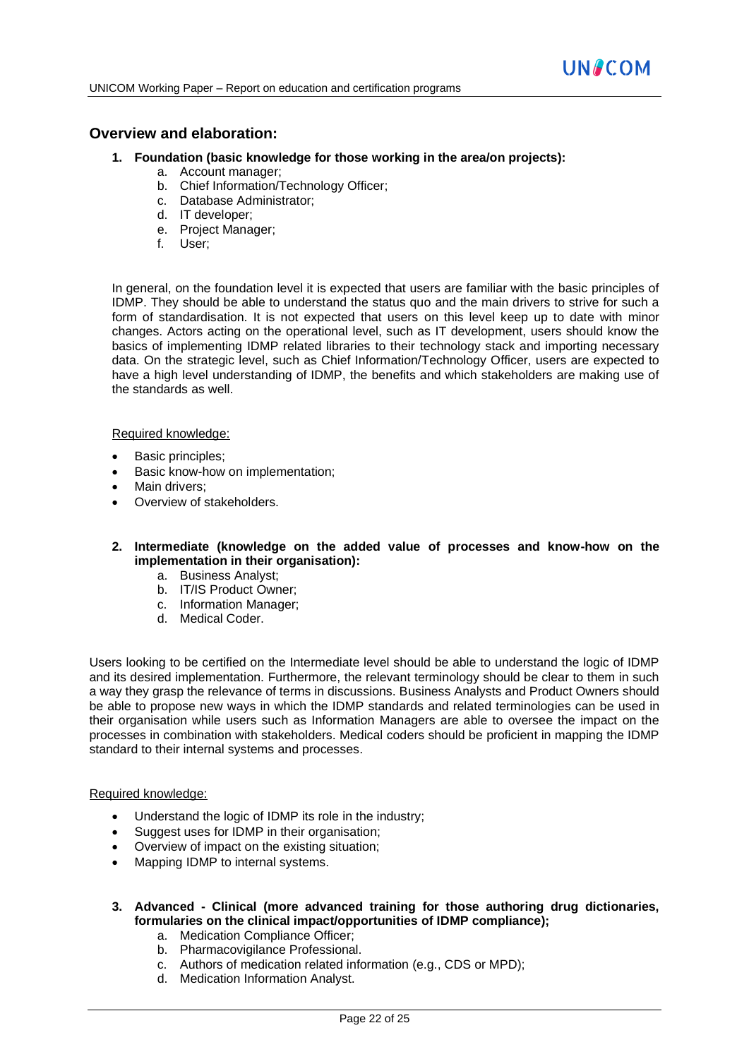## Overview and elaboration:

1. **Foundation (basic knowledge for those working in the area/on projects):**
   a. Account manager;
   b. Chief Information/Technology Officer;
   c. Database Administrator;
   d. IT developer;
   e. Project Manager;
   f. User;

In general, on the foundation level it is expected that users are familiar with the basic principles of IDMP. They should be able to understand the status quo and the main drivers to strive for such a form of standardisation. It is not expected that users on this level keep up to date with minor changes. Actors acting on the operational level, such as IT development, users should know the basics of implementing IDMP related libraries to their technology stack and importing necessary data. On the strategic level, such as Chief Information/Technology Officer, users are expected to have a high level understanding of IDMP, the benefits and which stakeholders are making use of the standards as well.

Required knowledge:

- Basic principles;
- Basic know-how on implementation;
- Main drivers;
- Overview of stakeholders.

2. **Intermediate (knowledge on the added value of processes and know-how on the implementation in their organisation):**
   a. Business Analyst;
   b. IT/IS Product Owner;
   c. Information Manager;
   d. Medical Coder.

Users looking to be certified on the Intermediate level should be able to understand the logic of IDMP and its desired implementation. Furthermore, the relevant terminology should be clear to them in such a way they grasp the relevance of terms in discussions. Business Analysts and Product Owners should be able to propose new ways in which the IDMP standards and related terminologies can be used in their organisation while users such as Information Managers are able to oversee the impact on the processes in combination with stakeholders. Medical coders should be proficient in mapping the IDMP standard to their internal systems and processes.

Required knowledge:

- Understand the logic of IDMP its role in the industry;
- Suggest uses for IDMP in their organisation;
- Overview of impact on the existing situation;
- Mapping IDMP to internal systems.

3. **Advanced - Clinical (more advanced training for those authoring drug dictionaries, formularies on the clinical impact/opportunities of IDMP compliance);**
   a. Medication Compliance Officer;
   b. Pharmacovigilance Professional.
   c. Authors of medication related information (e.g., CDS or MPD);
   d. Medication Information Analyst.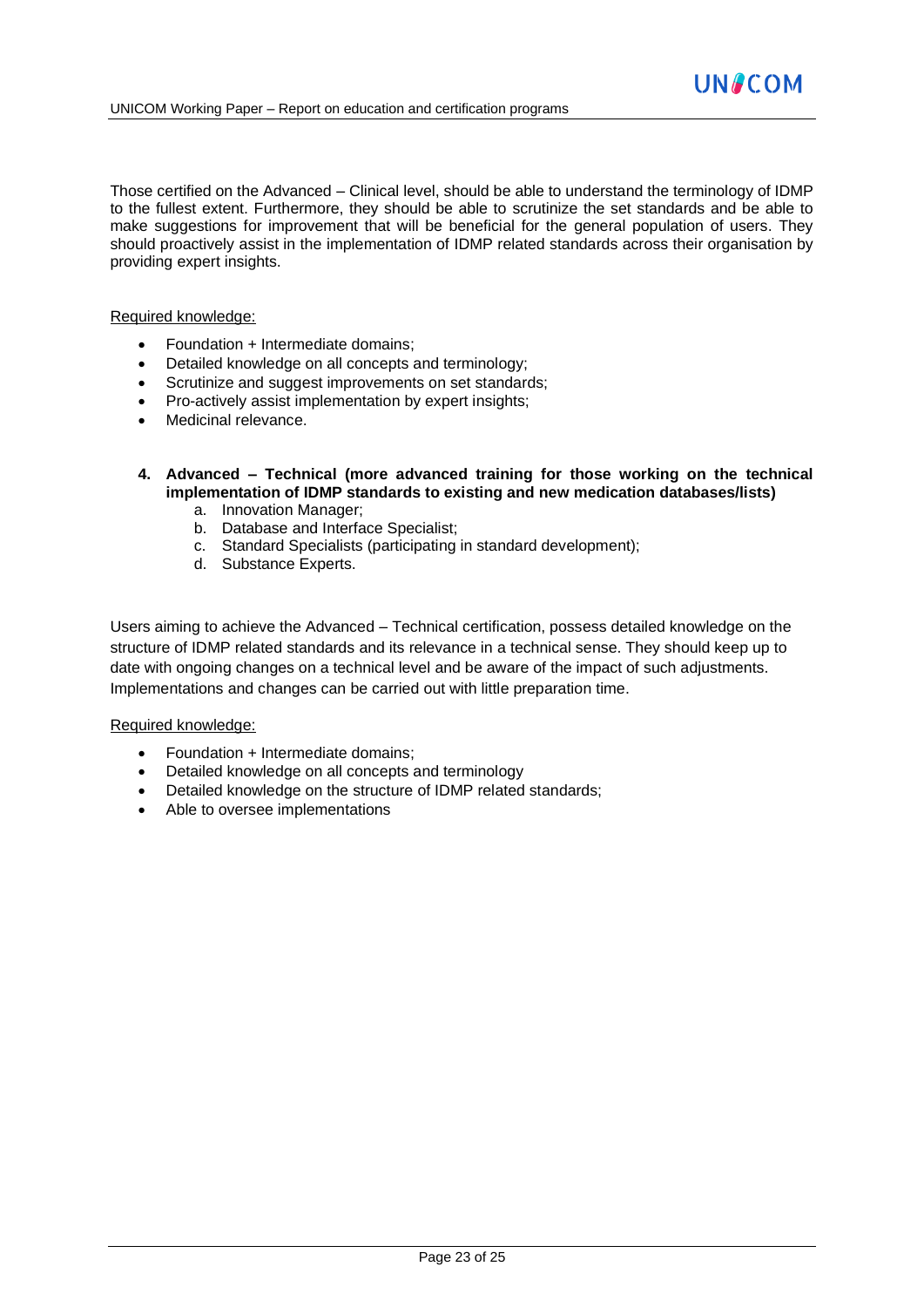Those certified on the Advanced – Clinical level, should be able to understand the terminology of IDMP to the fullest extent. Furthermore, they should be able to scrutinize the set standards and be able to make suggestions for improvement that will be beneficial for the general population of users. They should proactively assist in the implementation of IDMP related standards across their organisation by providing expert insights.

Required knowledge:

- Foundation + Intermediate domains;
- Detailed knowledge on all concepts and terminology;
- Scrutinize and suggest improvements on set standards;
- Pro-actively assist implementation by expert insights;
- Medicinal relevance.

4. **Advanced – Technical (more advanced training for those working on the technical implementation of IDMP standards to existing and new medication databases/lists)**
    a. Innovation Manager;
    b. Database and Interface Specialist;
    c. Standard Specialists (participating in standard development);
    d. Substance Experts.

Users aiming to achieve the Advanced – Technical certification, possess detailed knowledge on the structure of IDMP related standards and its relevance in a technical sense. They should keep up to date with ongoing changes on a technical level and be aware of the impact of such adjustments. Implementations and changes can be carried out with little preparation time.

Required knowledge:

- Foundation + Intermediate domains;
- Detailed knowledge on all concepts and terminology
- Detailed knowledge on the structure of IDMP related standards;
- Able to oversee implementations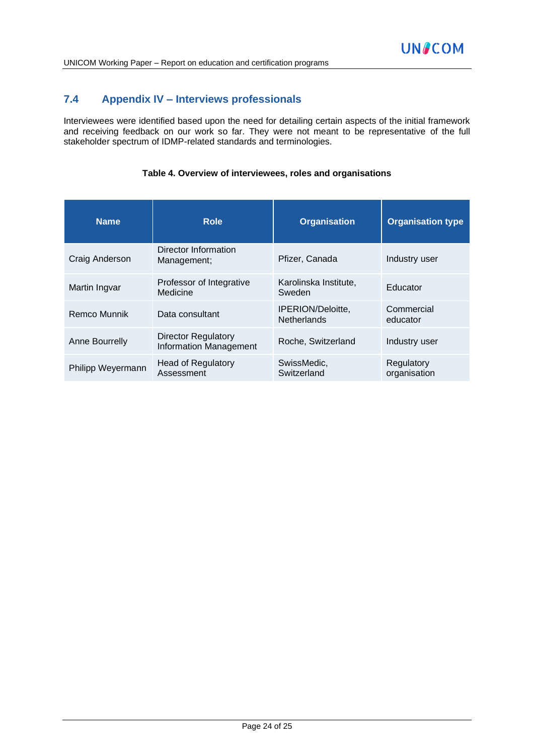## 7.4 Appendix IV – Interviews professionals

Interviewees were identified based upon the need for detailing certain aspects of the initial framework and receiving feedback on our work so far. They were not meant to be representative of the full stakeholder spectrum of IDMP-related standards and terminologies.

**Table 4. Overview of interviewees, roles and organisations**

| Name | Role | Organisation | Organisation type |
|---|---|---|---|
| Craig Anderson | Director Information Management; | Pfizer, Canada | Industry user |
| Martin Ingvar | Professor of Integrative Medicine | Karolinska Institute, Sweden | Educator |
| Remco Munnik | Data consultant | IPERION/Deloitte, Netherlands | Commercial educator |
| Anne Bourrelly | Director Regulatory Information Management | Roche, Switzerland | Industry user |
| Philipp Weyermann | Head of Regulatory Assessment | SwissMedic, Switzerland | Regulatory organisation |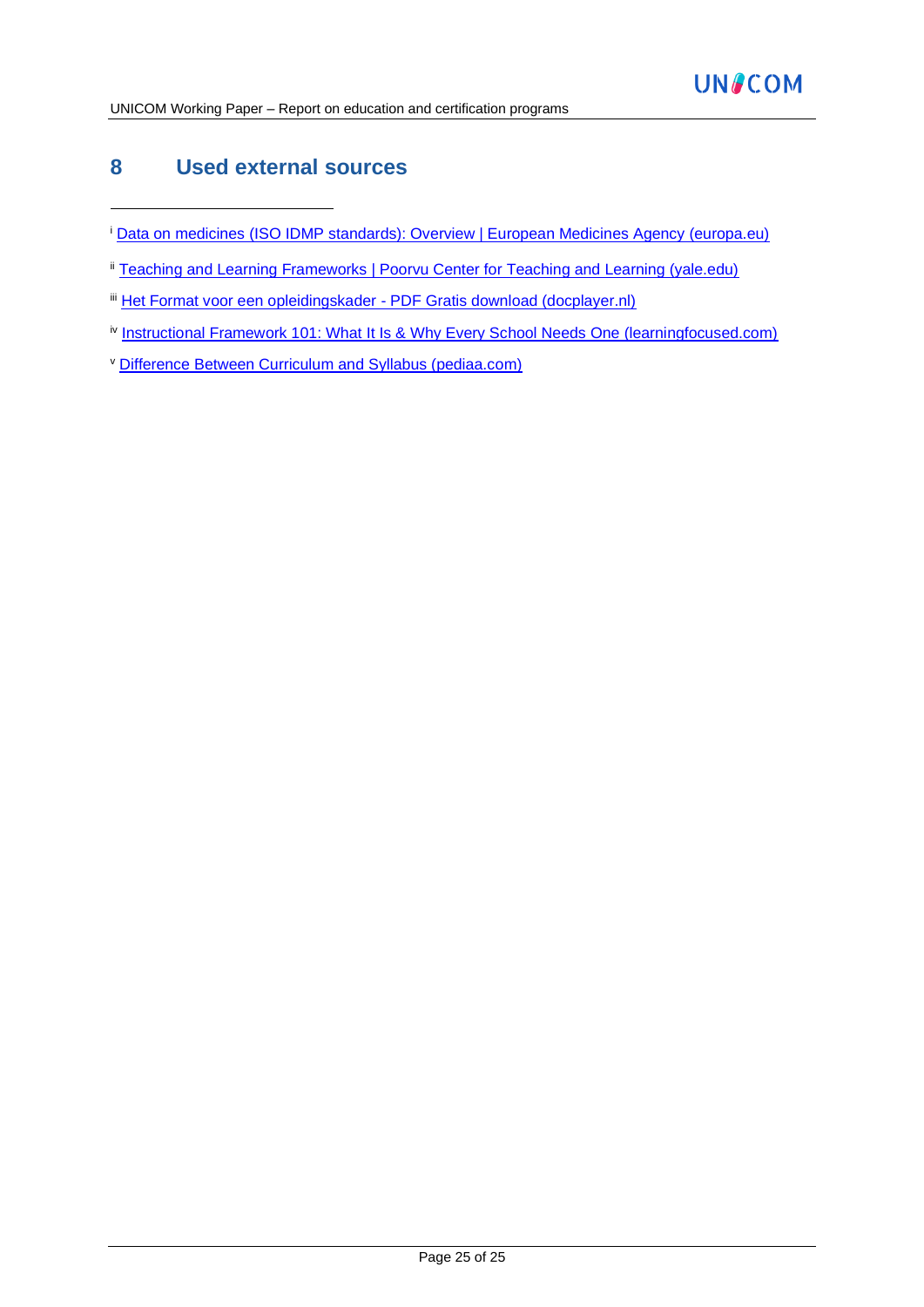# 8 Used external sources

[i] Data on medicines (ISO IDMP standards): Overview | European Medicines Agency (europa.eu)

[ii] Teaching and Learning Frameworks | Poorvu Center for Teaching and Learning (yale.edu)

[iii] Het Format voor een opleidingskader - PDF Gratis download (docplayer.nl)

[iv] Instructional Framework 101: What It Is & Why Every School Needs One (learningfocused.com)

[v] Difference Between Curriculum and Syllabus (pediaa.com)